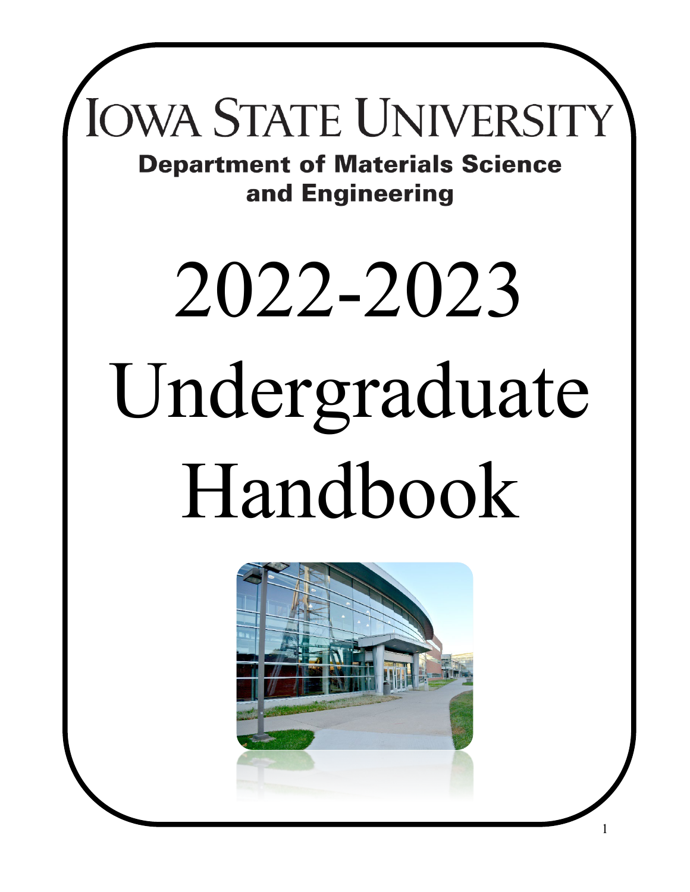# Iowa State University

## Department of Materials Science and Engineering

# 2022-2023 Undergraduate Handbook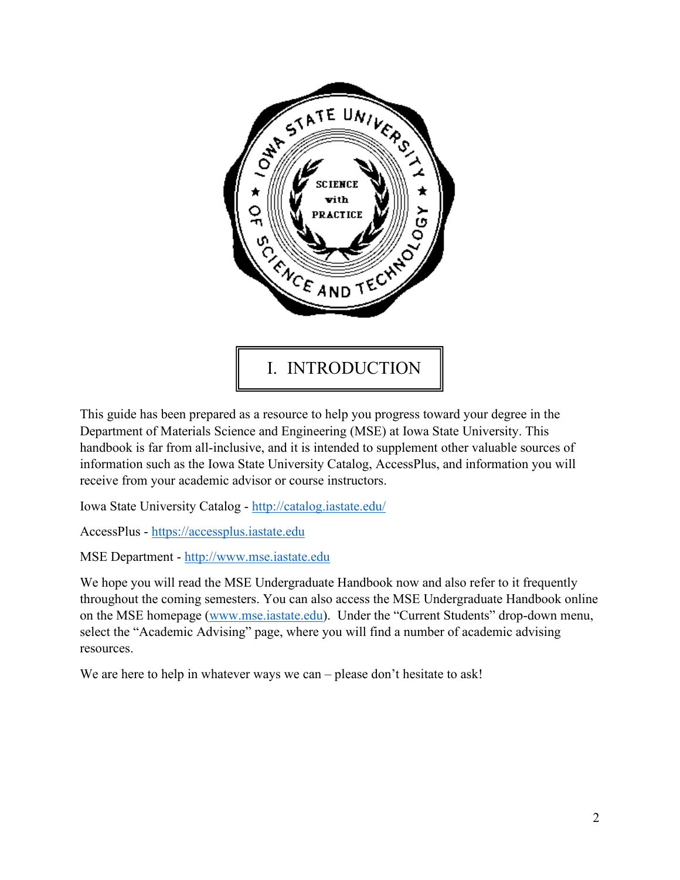# I. INTRODUCTION

This guide has been prepared as a resource to help you progress toward your degree in the Department of Materials Science and Engineering (MSE) at Iowa State University. This handbook is far from all-inclusive, and it is intended to supplement other valuable sources of information such as the Iowa State University Catalog, AccessPlus, and information you will receive from your academic advisor or course instructors.

Iowa State University Catalog - http://catalog.iastate.edu/

AccessPlus - https://accessplus.iastate.edu

MSE Department - http://www.mse.iastate.edu

We hope you will read the MSE Undergraduate Handbook now and also refer to it frequently throughout the coming semesters. You can also access the MSE Undergraduate Handbook online on the MSE homepage (www.mse.iastate.edu). Under the "Current Students" drop-down menu, select the "Academic Advising" page, where you will find a number of academic advising resources.

We are here to help in whatever ways we can – please don't hesitate to ask!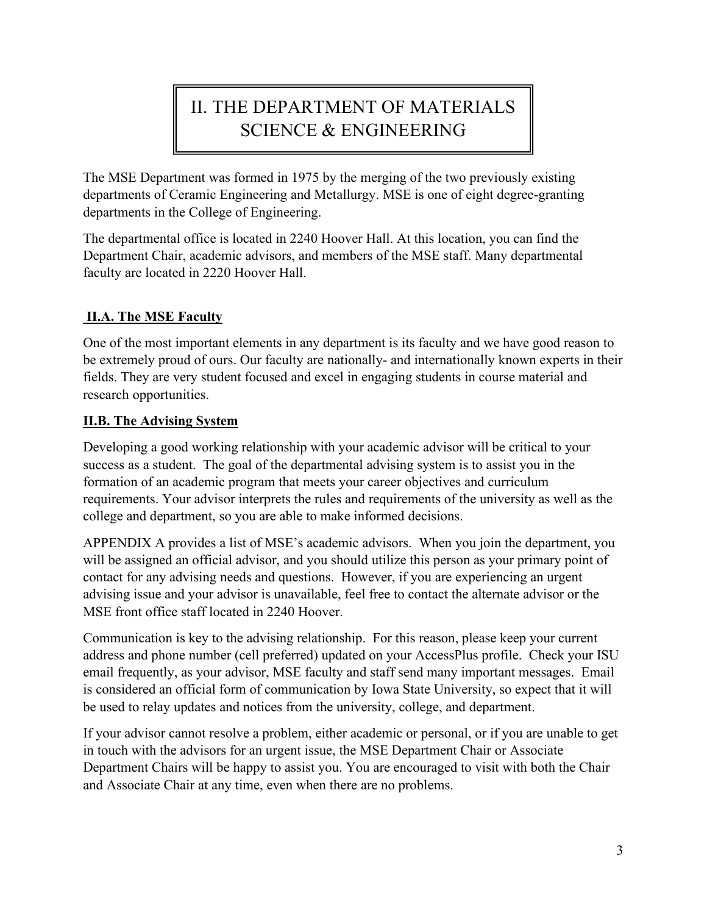# II. THE DEPARTMENT OF MATERIALS SCIENCE & ENGINEERING

The MSE Department was formed in 1975 by the merging of the two previously existing departments of Ceramic Engineering and Metallurgy. MSE is one of eight degree-granting departments in the College of Engineering.

The departmental office is located in 2240 Hoover Hall. At this location, you can find the Department Chair, academic advisors, and members of the MSE staff. Many departmental faculty are located in 2220 Hoover Hall.

## II.A. The MSE Faculty

One of the most important elements in any department is its faculty and we have good reason to be extremely proud of ours. Our faculty are nationally- and internationally known experts in their fields. They are very student focused and excel in engaging students in course material and research opportunities.

## II.B. The Advising System

Developing a good working relationship with your academic advisor will be critical to your success as a student. The goal of the departmental advising system is to assist you in the formation of an academic program that meets your career objectives and curriculum requirements. Your advisor interprets the rules and requirements of the university as well as the college and department, so you are able to make informed decisions.

APPENDIX A provides a list of MSE's academic advisors. When you join the department, you will be assigned an official advisor, and you should utilize this person as your primary point of contact for any advising needs and questions. However, if you are experiencing an urgent advising issue and your advisor is unavailable, feel free to contact the alternate advisor or the MSE front office staff located in 2240 Hoover.

Communication is key to the advising relationship. For this reason, please keep your current address and phone number (cell preferred) updated on your AccessPlus profile. Check your ISU email frequently, as your advisor, MSE faculty and staff send many important messages. Email is considered an official form of communication by Iowa State University, so expect that it will be used to relay updates and notices from the university, college, and department.

If your advisor cannot resolve a problem, either academic or personal, or if you are unable to get in touch with the advisors for an urgent issue, the MSE Department Chair or Associate Department Chairs will be happy to assist you. You are encouraged to visit with both the Chair and Associate Chair at any time, even when there are no problems.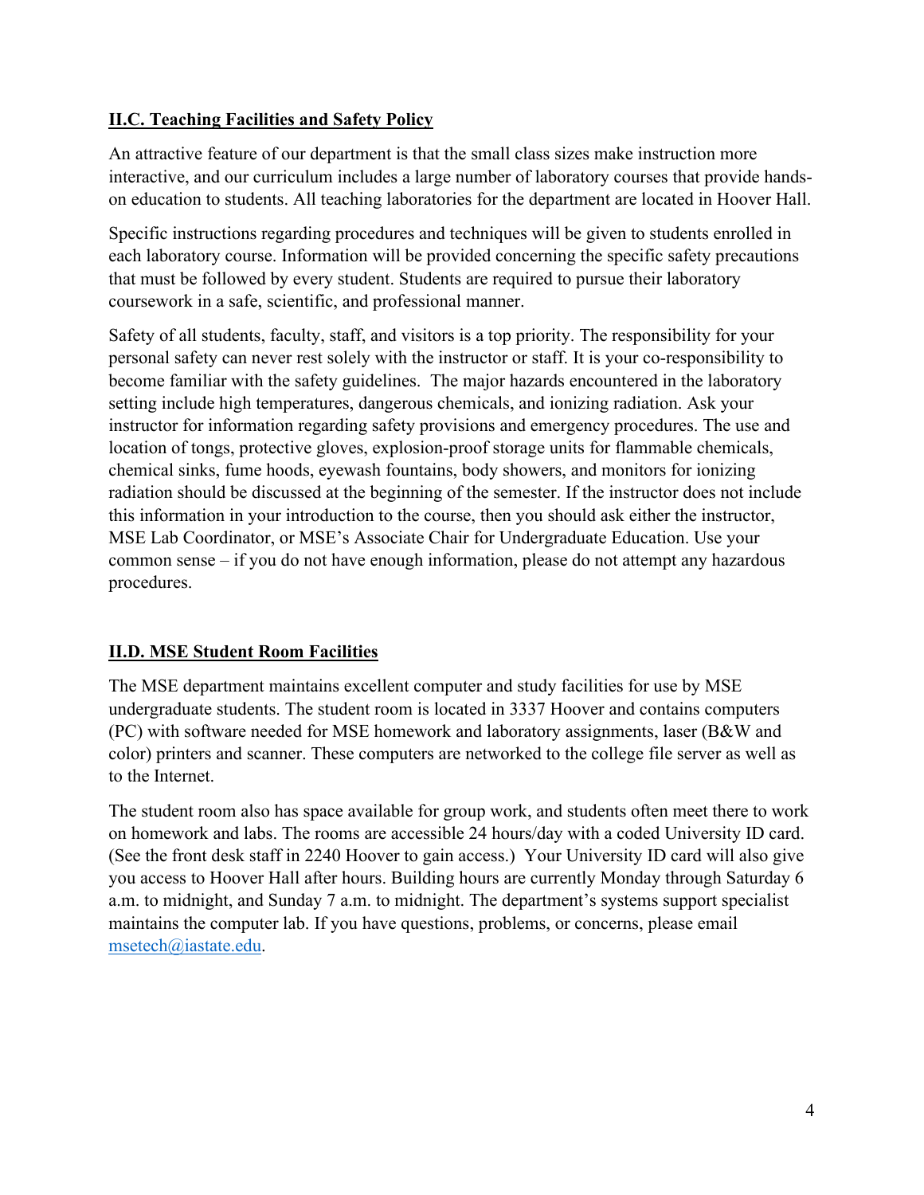## II.C. Teaching Facilities and Safety Policy

An attractive feature of our department is that the small class sizes make instruction more interactive, and our curriculum includes a large number of laboratory courses that provide hands-on education to students. All teaching laboratories for the department are located in Hoover Hall.

Specific instructions regarding procedures and techniques will be given to students enrolled in each laboratory course. Information will be provided concerning the specific safety precautions that must be followed by every student. Students are required to pursue their laboratory coursework in a safe, scientific, and professional manner.

Safety of all students, faculty, staff, and visitors is a top priority. The responsibility for your personal safety can never rest solely with the instructor or staff. It is your co-responsibility to become familiar with the safety guidelines. The major hazards encountered in the laboratory setting include high temperatures, dangerous chemicals, and ionizing radiation. Ask your instructor for information regarding safety provisions and emergency procedures. The use and location of tongs, protective gloves, explosion-proof storage units for flammable chemicals, chemical sinks, fume hoods, eyewash fountains, body showers, and monitors for ionizing radiation should be discussed at the beginning of the semester. If the instructor does not include this information in your introduction to the course, then you should ask either the instructor, MSE Lab Coordinator, or MSE's Associate Chair for Undergraduate Education. Use your common sense – if you do not have enough information, please do not attempt any hazardous procedures.

## II.D. MSE Student Room Facilities

The MSE department maintains excellent computer and study facilities for use by MSE undergraduate students. The student room is located in 3337 Hoover and contains computers (PC) with software needed for MSE homework and laboratory assignments, laser (B&W and color) printers and scanner. These computers are networked to the college file server as well as to the Internet.

The student room also has space available for group work, and students often meet there to work on homework and labs. The rooms are accessible 24 hours/day with a coded University ID card. (See the front desk staff in 2240 Hoover to gain access.) Your University ID card will also give you access to Hoover Hall after hours. Building hours are currently Monday through Saturday 6 a.m. to midnight, and Sunday 7 a.m. to midnight. The department's systems support specialist maintains the computer lab. If you have questions, problems, or concerns, please email [msetech@iastate.edu](mailto:msetech@iastate.edu).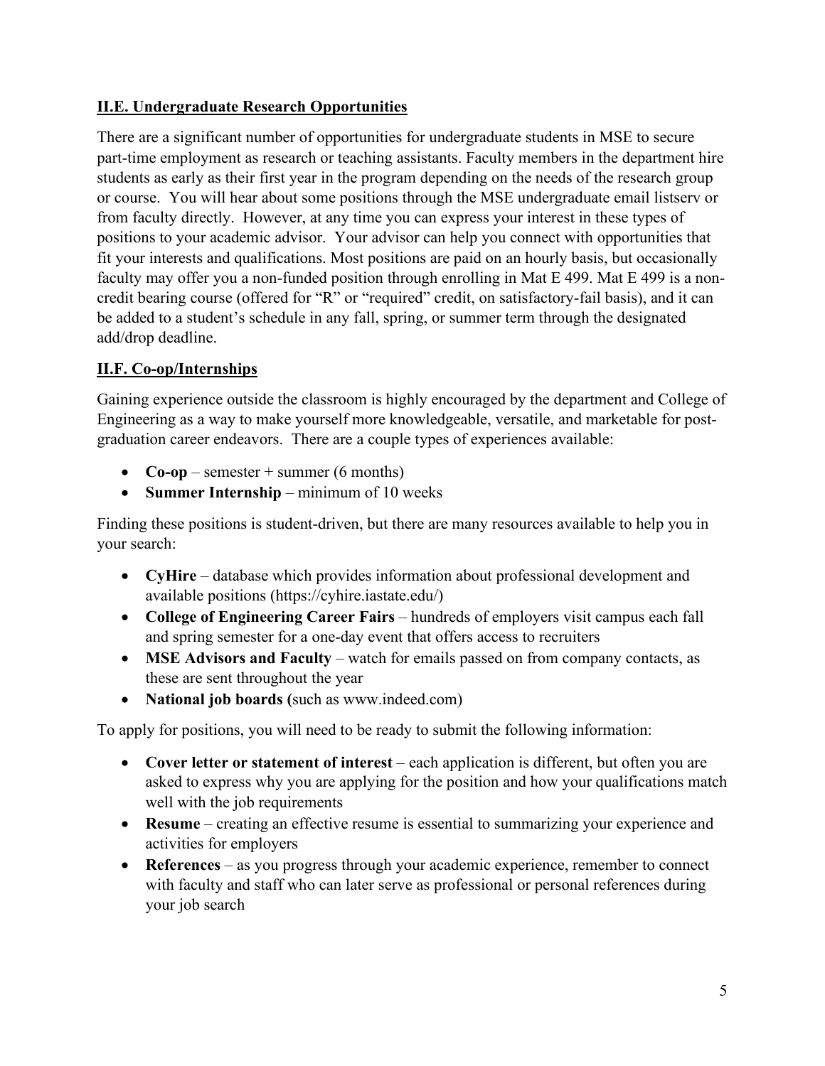## II.E. Undergraduate Research Opportunities

There are a significant number of opportunities for undergraduate students in MSE to secure part-time employment as research or teaching assistants. Faculty members in the department hire students as early as their first year in the program depending on the needs of the research group or course. You will hear about some positions through the MSE undergraduate email listserv or from faculty directly. However, at any time you can express your interest in these types of positions to your academic advisor. Your advisor can help you connect with opportunities that fit your interests and qualifications. Most positions are paid on an hourly basis, but occasionally faculty may offer you a non-funded position through enrolling in Mat E 499. Mat E 499 is a non-credit bearing course (offered for "R" or "required" credit, on satisfactory-fail basis), and it can be added to a student's schedule in any fall, spring, or summer term through the designated add/drop deadline.

## II.F. Co-op/Internships

Gaining experience outside the classroom is highly encouraged by the department and College of Engineering as a way to make yourself more knowledgeable, versatile, and marketable for post-graduation career endeavors. There are a couple types of experiences available:

- **Co-op** – semester + summer (6 months)
- **Summer Internship** – minimum of 10 weeks

Finding these positions is student-driven, but there are many resources available to help you in your search:

- **CyHire** – database which provides information about professional development and available positions (https://cyhire.iastate.edu/)
- **College of Engineering Career Fairs** – hundreds of employers visit campus each fall and spring semester for a one-day event that offers access to recruiters
- **MSE Advisors and Faculty** – watch for emails passed on from company contacts, as these are sent throughout the year
- **National job boards (**such as www.indeed.com)

To apply for positions, you will need to be ready to submit the following information:

- **Cover letter or statement of interest** – each application is different, but often you are asked to express why you are applying for the position and how your qualifications match well with the job requirements
- **Resume** – creating an effective resume is essential to summarizing your experience and activities for employers
- **References** – as you progress through your academic experience, remember to connect with faculty and staff who can later serve as professional or personal references during your job search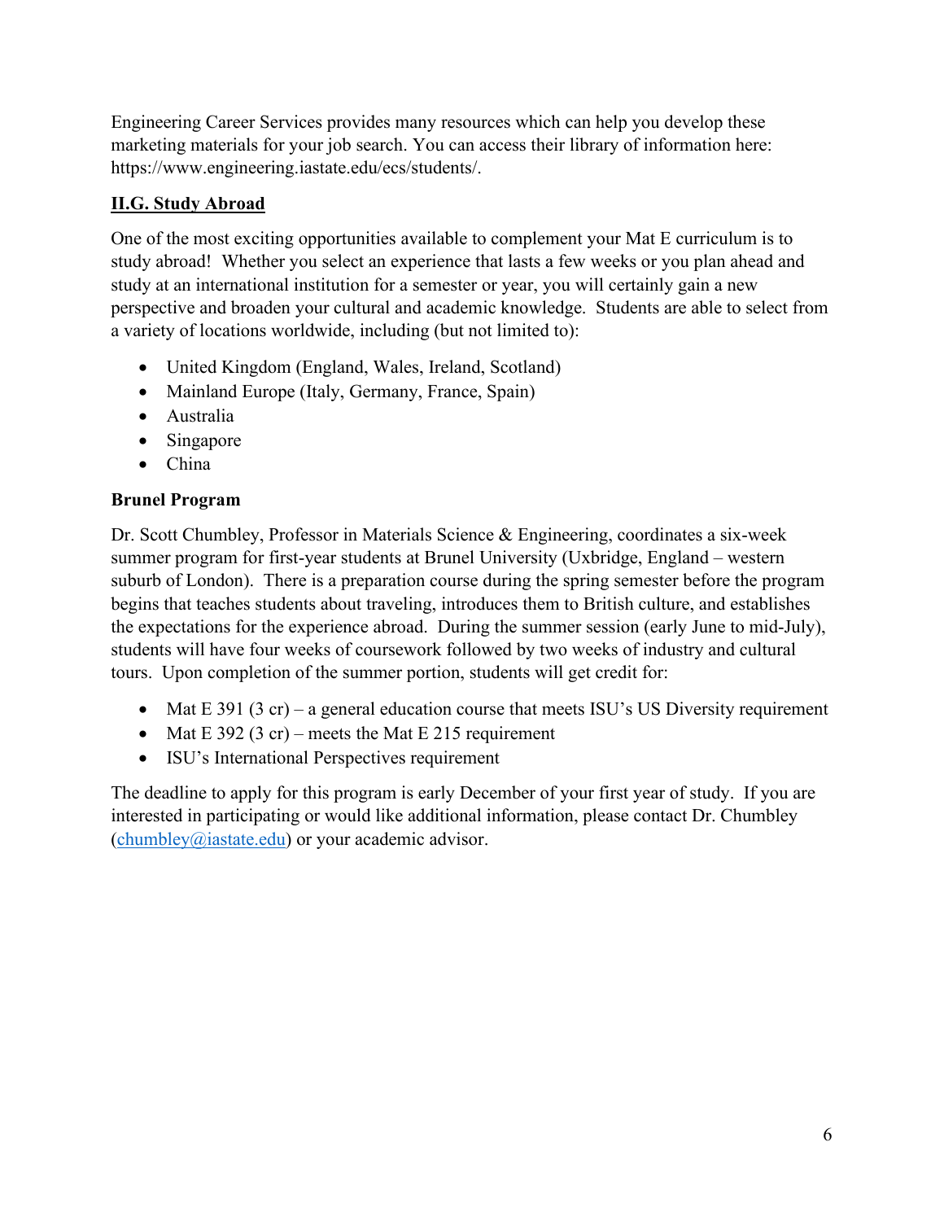Engineering Career Services provides many resources which can help you develop these marketing materials for your job search. You can access their library of information here: https://www.engineering.iastate.edu/ecs/students/.

## II.G. Study Abroad

One of the most exciting opportunities available to complement your Mat E curriculum is to study abroad! Whether you select an experience that lasts a few weeks or you plan ahead and study at an international institution for a semester or year, you will certainly gain a new perspective and broaden your cultural and academic knowledge. Students are able to select from a variety of locations worldwide, including (but not limited to):

- United Kingdom (England, Wales, Ireland, Scotland)
- Mainland Europe (Italy, Germany, France, Spain)
- Australia
- Singapore
- China

### Brunel Program

Dr. Scott Chumbley, Professor in Materials Science & Engineering, coordinates a six-week summer program for first-year students at Brunel University (Uxbridge, England – western suburb of London). There is a preparation course during the spring semester before the program begins that teaches students about traveling, introduces them to British culture, and establishes the expectations for the experience abroad. During the summer session (early June to mid-July), students will have four weeks of coursework followed by two weeks of industry and cultural tours. Upon completion of the summer portion, students will get credit for:

- Mat E 391 (3 cr) – a general education course that meets ISU's US Diversity requirement
- Mat E 392 (3 cr) – meets the Mat E 215 requirement
- ISU's International Perspectives requirement

The deadline to apply for this program is early December of your first year of study. If you are interested in participating or would like additional information, please contact Dr. Chumbley (chumbley@iastate.edu) or your academic advisor.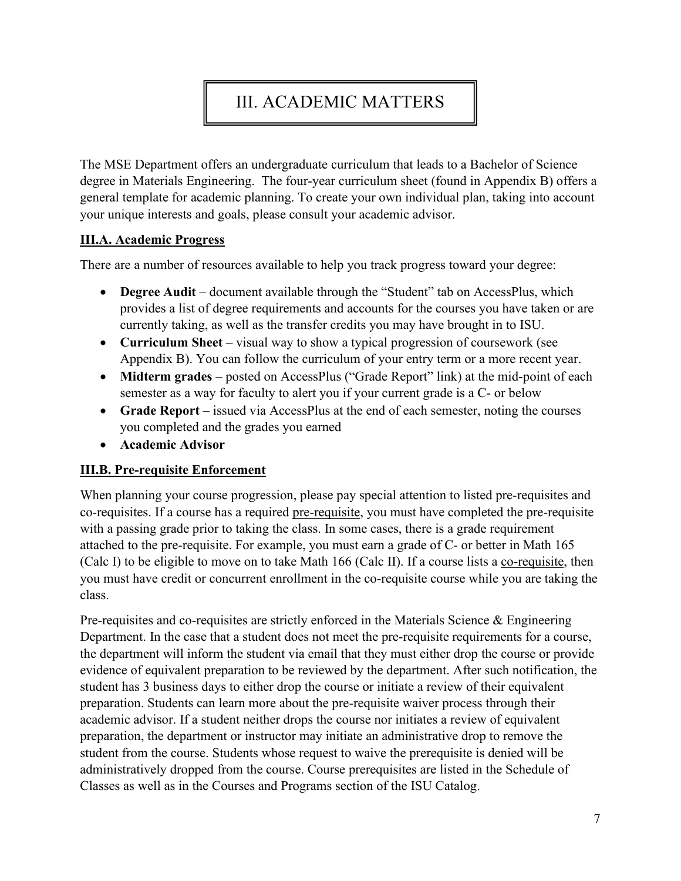# III. ACADEMIC MATTERS

The MSE Department offers an undergraduate curriculum that leads to a Bachelor of Science degree in Materials Engineering. The four-year curriculum sheet (found in Appendix B) offers a general template for academic planning. To create your own individual plan, taking into account your unique interests and goals, please consult your academic advisor.

## III.A. Academic Progress

There are a number of resources available to help you track progress toward your degree:

- **Degree Audit** – document available through the "Student" tab on AccessPlus, which provides a list of degree requirements and accounts for the courses you have taken or are currently taking, as well as the transfer credits you may have brought in to ISU.
- **Curriculum Sheet** – visual way to show a typical progression of coursework (see Appendix B). You can follow the curriculum of your entry term or a more recent year.
- **Midterm grades** – posted on AccessPlus ("Grade Report" link) at the mid-point of each semester as a way for faculty to alert you if your current grade is a C- or below
- **Grade Report** – issued via AccessPlus at the end of each semester, noting the courses you completed and the grades you earned
- **Academic Advisor**

## III.B. Pre-requisite Enforcement

When planning your course progression, please pay special attention to listed pre-requisites and co-requisites. If a course has a required pre-requisite, you must have completed the pre-requisite with a passing grade prior to taking the class. In some cases, there is a grade requirement attached to the pre-requisite. For example, you must earn a grade of C- or better in Math 165 (Calc I) to be eligible to move on to take Math 166 (Calc II). If a course lists a co-requisite, then you must have credit or concurrent enrollment in the co-requisite course while you are taking the class.

Pre-requisites and co-requisites are strictly enforced in the Materials Science & Engineering Department. In the case that a student does not meet the pre-requisite requirements for a course, the department will inform the student via email that they must either drop the course or provide evidence of equivalent preparation to be reviewed by the department. After such notification, the student has 3 business days to either drop the course or initiate a review of their equivalent preparation. Students can learn more about the pre-requisite waiver process through their academic advisor. If a student neither drops the course nor initiates a review of equivalent preparation, the department or instructor may initiate an administrative drop to remove the student from the course. Students whose request to waive the prerequisite is denied will be administratively dropped from the course. Course prerequisites are listed in the Schedule of Classes as well as in the Courses and Programs section of the ISU Catalog.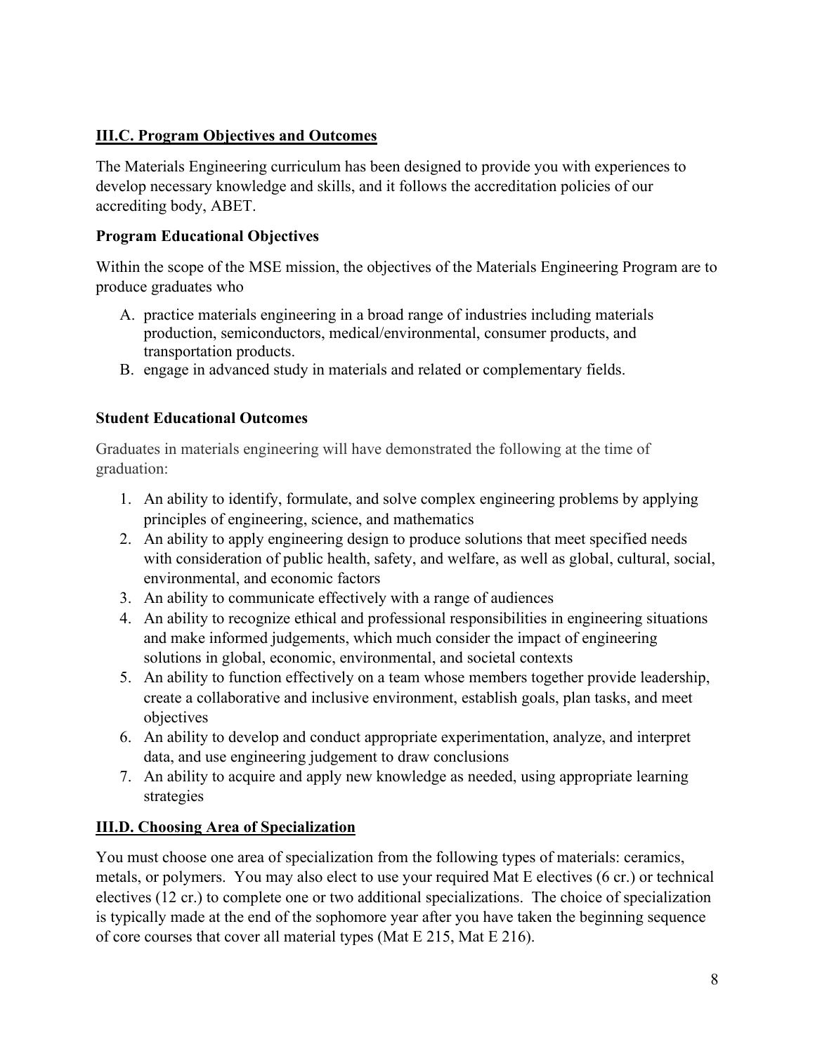## III.C. Program Objectives and Outcomes

The Materials Engineering curriculum has been designed to provide you with experiences to develop necessary knowledge and skills, and it follows the accreditation policies of our accrediting body, ABET.

### Program Educational Objectives

Within the scope of the MSE mission, the objectives of the Materials Engineering Program are to produce graduates who

A. practice materials engineering in a broad range of industries including materials production, semiconductors, medical/environmental, consumer products, and transportation products.
B. engage in advanced study in materials and related or complementary fields.

### Student Educational Outcomes

Graduates in materials engineering will have demonstrated the following at the time of graduation:

1. An ability to identify, formulate, and solve complex engineering problems by applying principles of engineering, science, and mathematics
2. An ability to apply engineering design to produce solutions that meet specified needs with consideration of public health, safety, and welfare, as well as global, cultural, social, environmental, and economic factors
3. An ability to communicate effectively with a range of audiences
4. An ability to recognize ethical and professional responsibilities in engineering situations and make informed judgements, which much consider the impact of engineering solutions in global, economic, environmental, and societal contexts
5. An ability to function effectively on a team whose members together provide leadership, create a collaborative and inclusive environment, establish goals, plan tasks, and meet objectives
6. An ability to develop and conduct appropriate experimentation, analyze, and interpret data, and use engineering judgement to draw conclusions
7. An ability to acquire and apply new knowledge as needed, using appropriate learning strategies

## III.D. Choosing Area of Specialization

You must choose one area of specialization from the following types of materials: ceramics, metals, or polymers. You may also elect to use your required Mat E electives (6 cr.) or technical electives (12 cr.) to complete one or two additional specializations. The choice of specialization is typically made at the end of the sophomore year after you have taken the beginning sequence of core courses that cover all material types (Mat E 215, Mat E 216).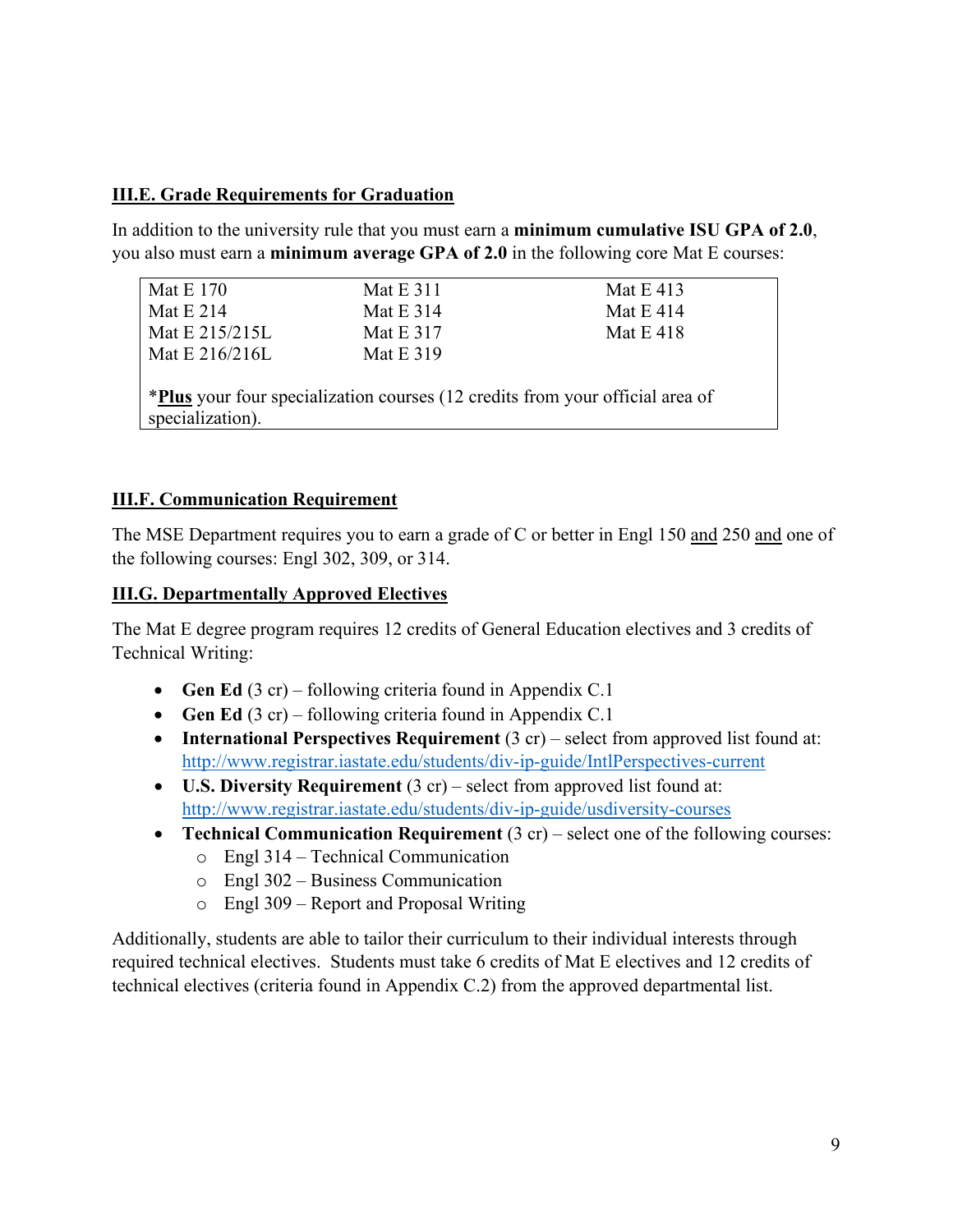### III.E. Grade Requirements for Graduation

In addition to the university rule that you must earn a **minimum cumulative ISU GPA of 2.0**, you also must earn a **minimum average GPA of 2.0** in the following core Mat E courses:

| | | |
|---|---|---|
| Mat E 170 | Mat E 311 | Mat E 413 |
| Mat E 214 | Mat E 314 | Mat E 414 |
| Mat E 215/215L | Mat E 317 | Mat E 418 |
| Mat E 216/216L | Mat E 319 | |

*<u>**Plus**</u> your four specialization courses (12 credits from your official area of specialization).

### III.F. Communication Requirement

The MSE Department requires you to earn a grade of C or better in Engl 150 <u>and</u> 250 <u>and</u> one of the following courses: Engl 302, 309, or 314.

### III.G. Departmentally Approved Electives

The Mat E degree program requires 12 credits of General Education electives and 3 credits of Technical Writing:

- **Gen Ed** (3 cr) – following criteria found in Appendix C.1
- **Gen Ed** (3 cr) – following criteria found in Appendix C.1
- **International Perspectives Requirement** (3 cr) – select from approved list found at: http://www.registrar.iastate.edu/students/div-ip-guide/IntlPerspectives-current
- **U.S. Diversity Requirement** (3 cr) – select from approved list found at: http://www.registrar.iastate.edu/students/div-ip-guide/usdiversity-courses
- **Technical Communication Requirement** (3 cr) – select one of the following courses:
  - Engl 314 – Technical Communication
  - Engl 302 – Business Communication
  - Engl 309 – Report and Proposal Writing

Additionally, students are able to tailor their curriculum to their individual interests through required technical electives. Students must take 6 credits of Mat E electives and 12 credits of technical electives (criteria found in Appendix C.2) from the approved departmental list.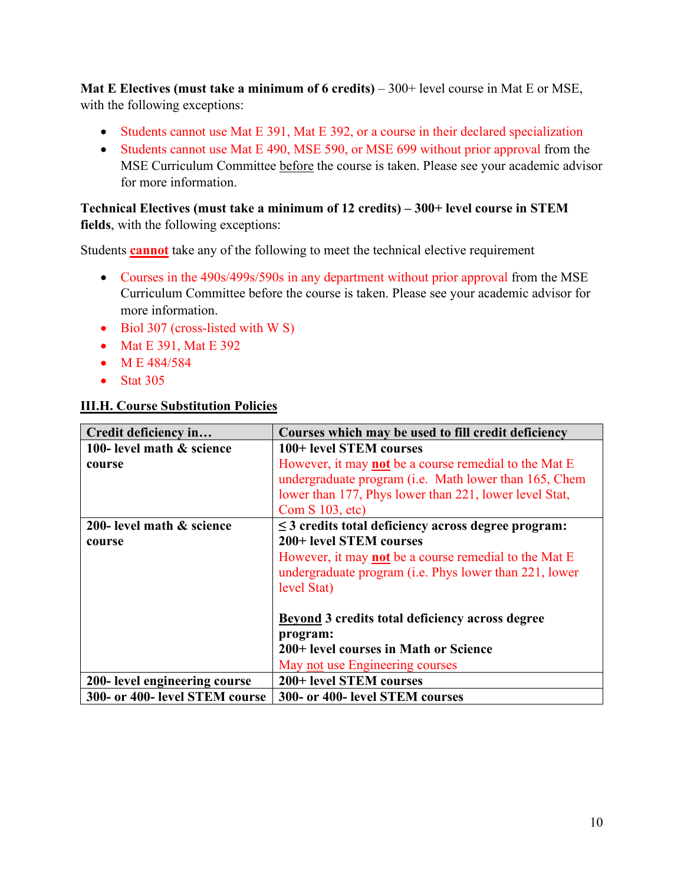**Mat E Electives (must take a minimum of 6 credits)** – 300+ level course in Mat E or MSE, with the following exceptions:

- Students cannot use Mat E 391, Mat E 392, or a course in their declared specialization
- Students cannot use Mat E 490, MSE 590, or MSE 699 without prior approval from the MSE Curriculum Committee <u>before</u> the course is taken. Please see your academic advisor for more information.

**Technical Electives (must take a minimum of 12 credits) – 300+ level course in STEM fields**, with the following exceptions:

Students **<u>cannot</u>** take any of the following to meet the technical elective requirement

- Courses in the 490s/499s/590s in any department without prior approval from the MSE Curriculum Committee before the course is taken. Please see your academic advisor for more information.
- Biol 307 (cross-listed with W S)
- Mat E 391, Mat E 392
- M E 484/584
- Stat 305

## <u>III.H. Course Substitution Policies</u>

| Credit deficiency in… | Courses which may be used to fill credit deficiency |
|---|---|
| **100- level math & science course** | **100+ level STEM courses**<br>However, it may **<u>not</u>** be a course remedial to the Mat E undergraduate program (i.e. Math lower than 165, Chem lower than 177, Phys lower than 221, lower level Stat, Com S 103, etc) |
| **200- level math & science course** | **≤ 3 credits total deficiency across degree program:**<br>**200+ level STEM courses**<br>However, it may **<u>not</u>** be a course remedial to the Mat E undergraduate program (i.e. Phys lower than 221, lower level Stat)<br><br>**<u>Beyond</u> 3 credits total deficiency across degree program:**<br>**200+ level courses in Math or Science**<br>May <u>not</u> use Engineering courses |
| **200- level engineering course** | **200+ level STEM courses** |
| **300- or 400- level STEM course** | **300- or 400- level STEM courses** |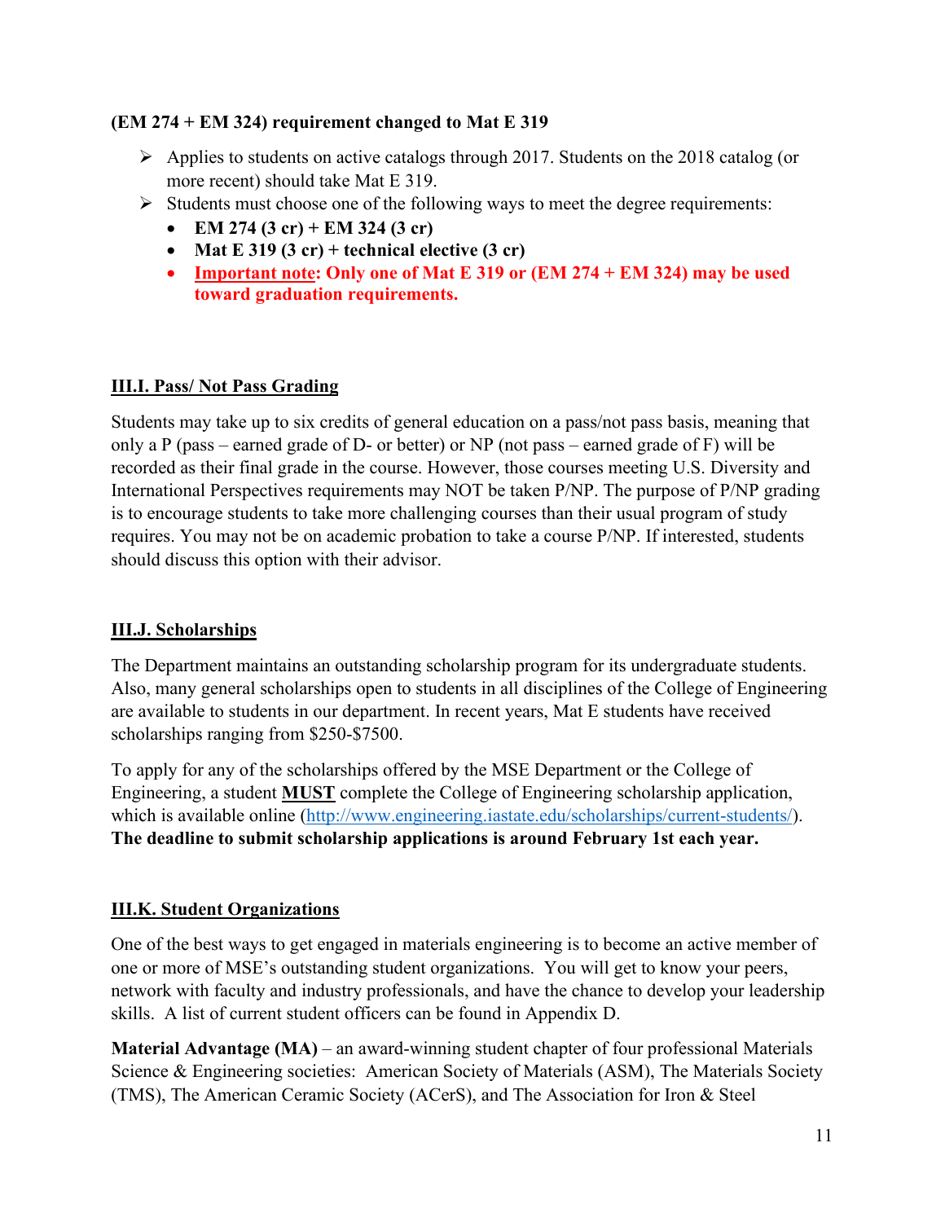**(EM 274 + EM 324) requirement changed to Mat E 319**

- Applies to students on active catalogs through 2017. Students on the 2018 catalog (or more recent) should take Mat E 319.
- Students must choose one of the following ways to meet the degree requirements:
  - **EM 274 (3 cr) + EM 324 (3 cr)**
  - **Mat E 319 (3 cr) + technical elective (3 cr)**
  - **Important note: Only one of Mat E 319 or (EM 274 + EM 324) may be used toward graduation requirements.**

### III.I. Pass/ Not Pass Grading

Students may take up to six credits of general education on a pass/not pass basis, meaning that only a P (pass – earned grade of D- or better) or NP (not pass – earned grade of F) will be recorded as their final grade in the course. However, those courses meeting U.S. Diversity and International Perspectives requirements may NOT be taken P/NP. The purpose of P/NP grading is to encourage students to take more challenging courses than their usual program of study requires. You may not be on academic probation to take a course P/NP. If interested, students should discuss this option with their advisor.

### III.J. Scholarships

The Department maintains an outstanding scholarship program for its undergraduate students. Also, many general scholarships open to students in all disciplines of the College of Engineering are available to students in our department. In recent years, Mat E students have received scholarships ranging from $250-$7500.

To apply for any of the scholarships offered by the MSE Department or the College of Engineering, a student **MUST** complete the College of Engineering scholarship application, which is available online (http://www.engineering.iastate.edu/scholarships/current-students/). **The deadline to submit scholarship applications is around February 1st each year.**

### III.K. Student Organizations

One of the best ways to get engaged in materials engineering is to become an active member of one or more of MSE's outstanding student organizations. You will get to know your peers, network with faculty and industry professionals, and have the chance to develop your leadership skills. A list of current student officers can be found in Appendix D.

**Material Advantage (MA)** – an award-winning student chapter of four professional Materials Science & Engineering societies: American Society of Materials (ASM), The Materials Society (TMS), The American Ceramic Society (ACerS), and The Association for Iron & Steel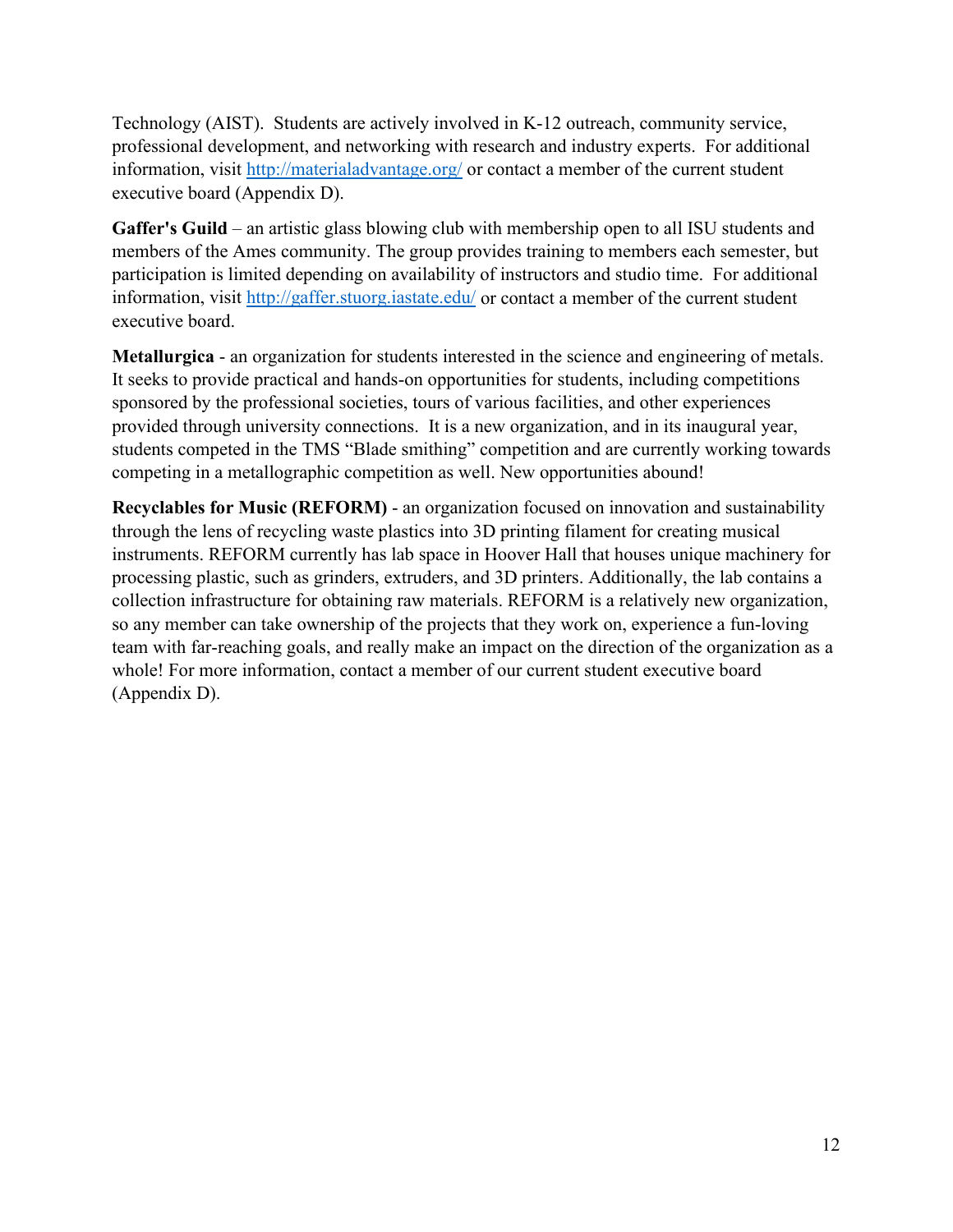Technology (AIST). Students are actively involved in K-12 outreach, community service, professional development, and networking with research and industry experts. For additional information, visit http://materialadvantage.org/ or contact a member of the current student executive board (Appendix D).

**Gaffer's Guild** – an artistic glass blowing club with membership open to all ISU students and members of the Ames community. The group provides training to members each semester, but participation is limited depending on availability of instructors and studio time. For additional information, visit http://gaffer.stuorg.iastate.edu/ or contact a member of the current student executive board.

**Metallurgica** - an organization for students interested in the science and engineering of metals. It seeks to provide practical and hands-on opportunities for students, including competitions sponsored by the professional societies, tours of various facilities, and other experiences provided through university connections. It is a new organization, and in its inaugural year, students competed in the TMS "Blade smithing" competition and are currently working towards competing in a metallographic competition as well. New opportunities abound!

**Recyclables for Music (REFORM)** - an organization focused on innovation and sustainability through the lens of recycling waste plastics into 3D printing filament for creating musical instruments. REFORM currently has lab space in Hoover Hall that houses unique machinery for processing plastic, such as grinders, extruders, and 3D printers. Additionally, the lab contains a collection infrastructure for obtaining raw materials. REFORM is a relatively new organization, so any member can take ownership of the projects that they work on, experience a fun-loving team with far-reaching goals, and really make an impact on the direction of the organization as a whole! For more information, contact a member of our current student executive board (Appendix D).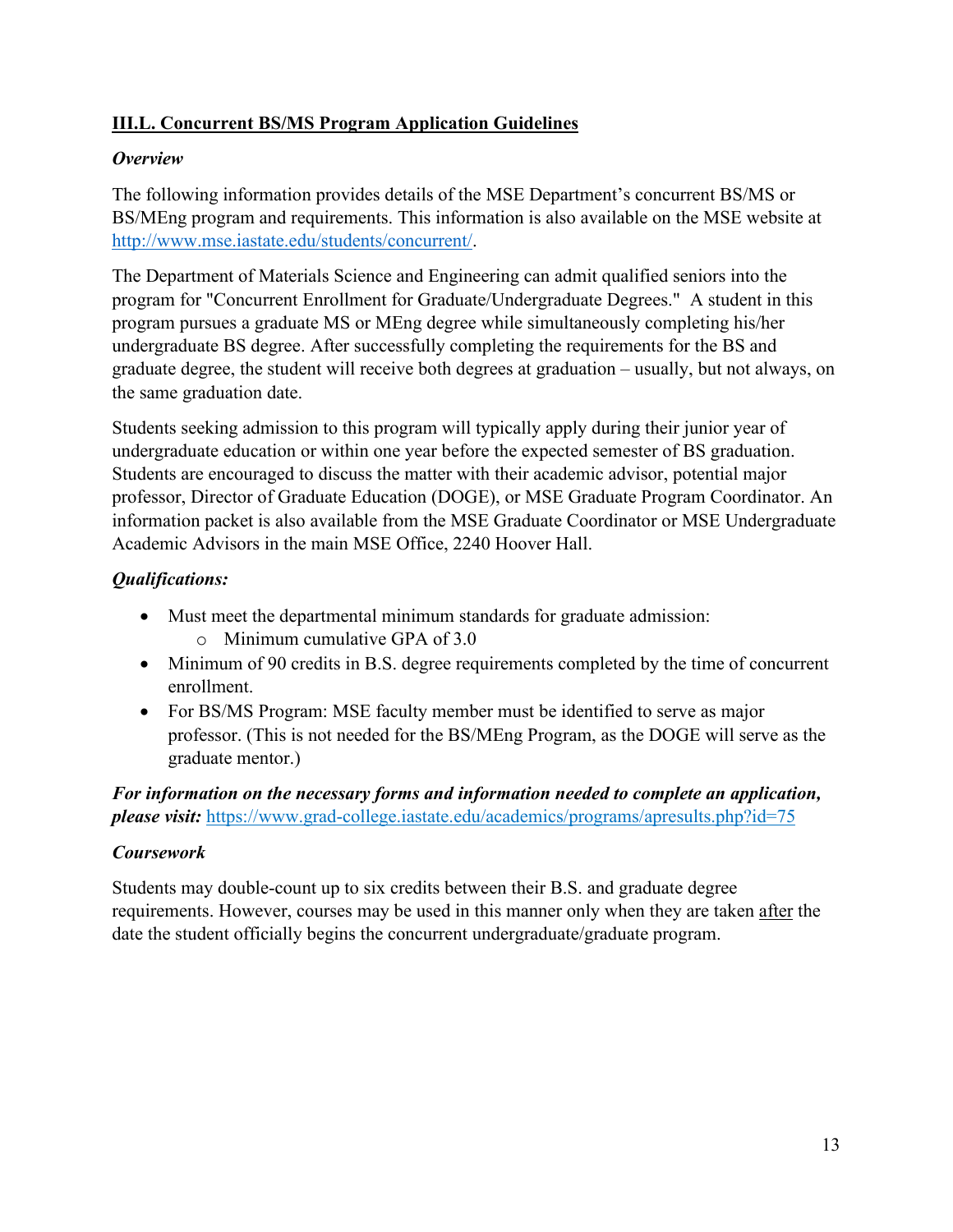### III.L. Concurrent BS/MS Program Application Guidelines

***Overview***

The following information provides details of the MSE Department's concurrent BS/MS or BS/MEng program and requirements. This information is also available on the MSE website at [http://www.mse.iastate.edu/students/concurrent/](http://www.mse.iastate.edu/students/concurrent/).

The Department of Materials Science and Engineering can admit qualified seniors into the program for "Concurrent Enrollment for Graduate/Undergraduate Degrees." A student in this program pursues a graduate MS or MEng degree while simultaneously completing his/her undergraduate BS degree. After successfully completing the requirements for the BS and graduate degree, the student will receive both degrees at graduation – usually, but not always, on the same graduation date.

Students seeking admission to this program will typically apply during their junior year of undergraduate education or within one year before the expected semester of BS graduation. Students are encouraged to discuss the matter with their academic advisor, potential major professor, Director of Graduate Education (DOGE), or MSE Graduate Program Coordinator. An information packet is also available from the MSE Graduate Coordinator or MSE Undergraduate Academic Advisors in the main MSE Office, 2240 Hoover Hall.

***Qualifications:***

- Must meet the departmental minimum standards for graduate admission:
  - Minimum cumulative GPA of 3.0
- Minimum of 90 credits in B.S. degree requirements completed by the time of concurrent enrollment.
- For BS/MS Program: MSE faculty member must be identified to serve as major professor. (This is not needed for the BS/MEng Program, as the DOGE will serve as the graduate mentor.)

***For information on the necessary forms and information needed to complete an application, please visit:*** [https://www.grad-college.iastate.edu/academics/programs/apresults.php?id=75](https://www.grad-college.iastate.edu/academics/programs/apresults.php?id=75)

***Coursework***

Students may double-count up to six credits between their B.S. and graduate degree requirements. However, courses may be used in this manner only when they are taken after the date the student officially begins the concurrent undergraduate/graduate program.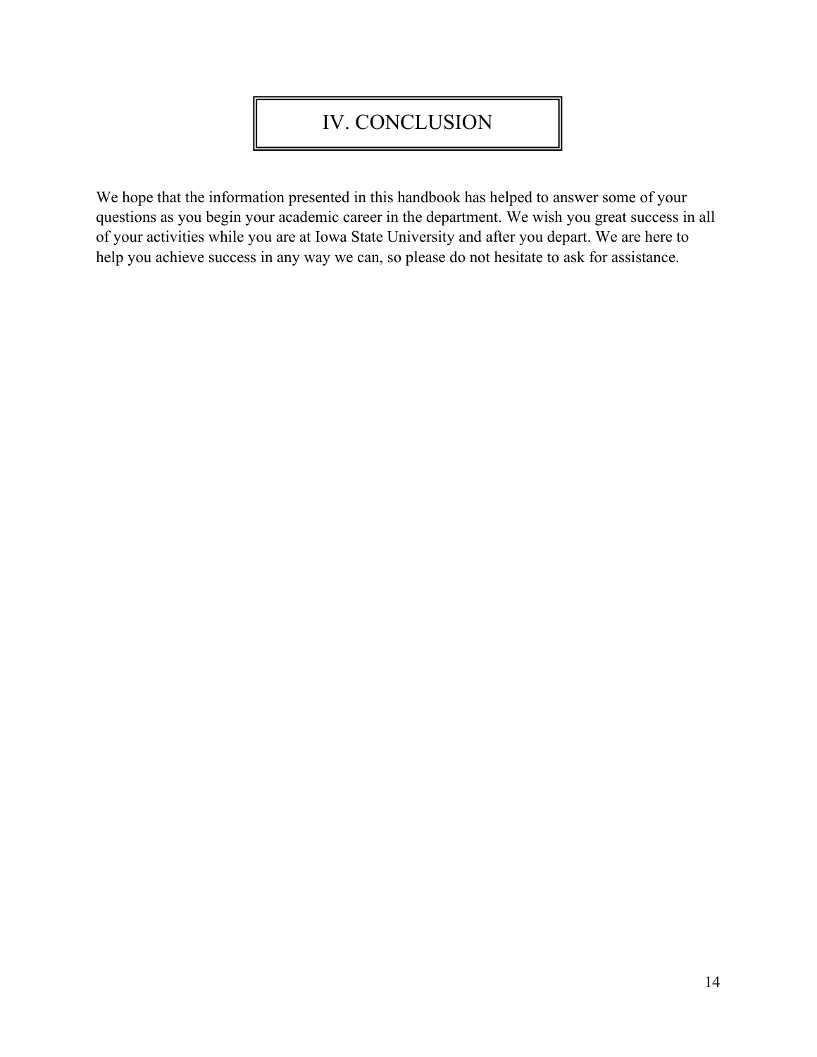# IV. CONCLUSION

We hope that the information presented in this handbook has helped to answer some of your questions as you begin your academic career in the department. We wish you great success in all of your activities while you are at Iowa State University and after you depart. We are here to help you achieve success in any way we can, so please do not hesitate to ask for assistance.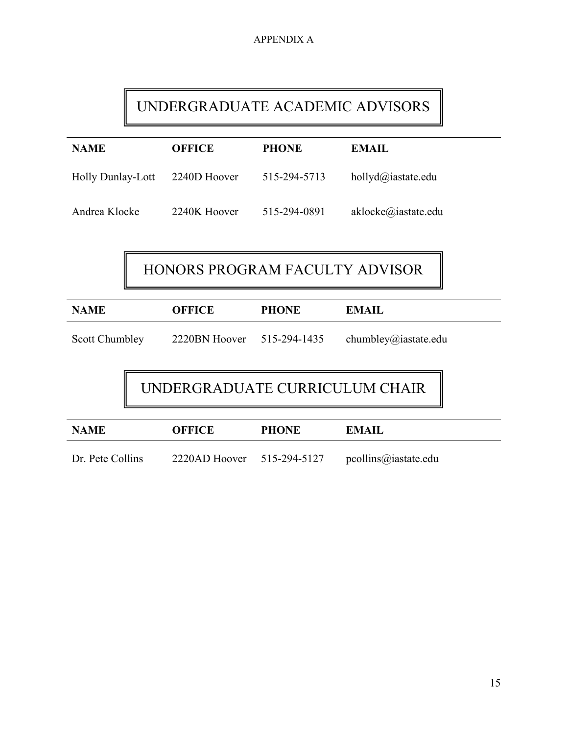APPENDIX A

## UNDERGRADUATE ACADEMIC ADVISORS

| NAME | OFFICE | PHONE | EMAIL |
|---|---|---|---|
| Holly Dunlay-Lott | 2240D Hoover | 515-294-5713 | hollyd@iastate.edu |
| Andrea Klocke | 2240K Hoover | 515-294-0891 | aklocke@iastate.edu |

## HONORS PROGRAM FACULTY ADVISOR

| NAME | OFFICE | PHONE | EMAIL |
|---|---|---|---|
| Scott Chumbley | 2220BN Hoover | 515-294-1435 | chumbley@iastate.edu |

## UNDERGRADUATE CURRICULUM CHAIR

| NAME | OFFICE | PHONE | EMAIL |
|---|---|---|---|
| Dr. Pete Collins | 2220AD Hoover | 515-294-5127 | pcollins@iastate.edu |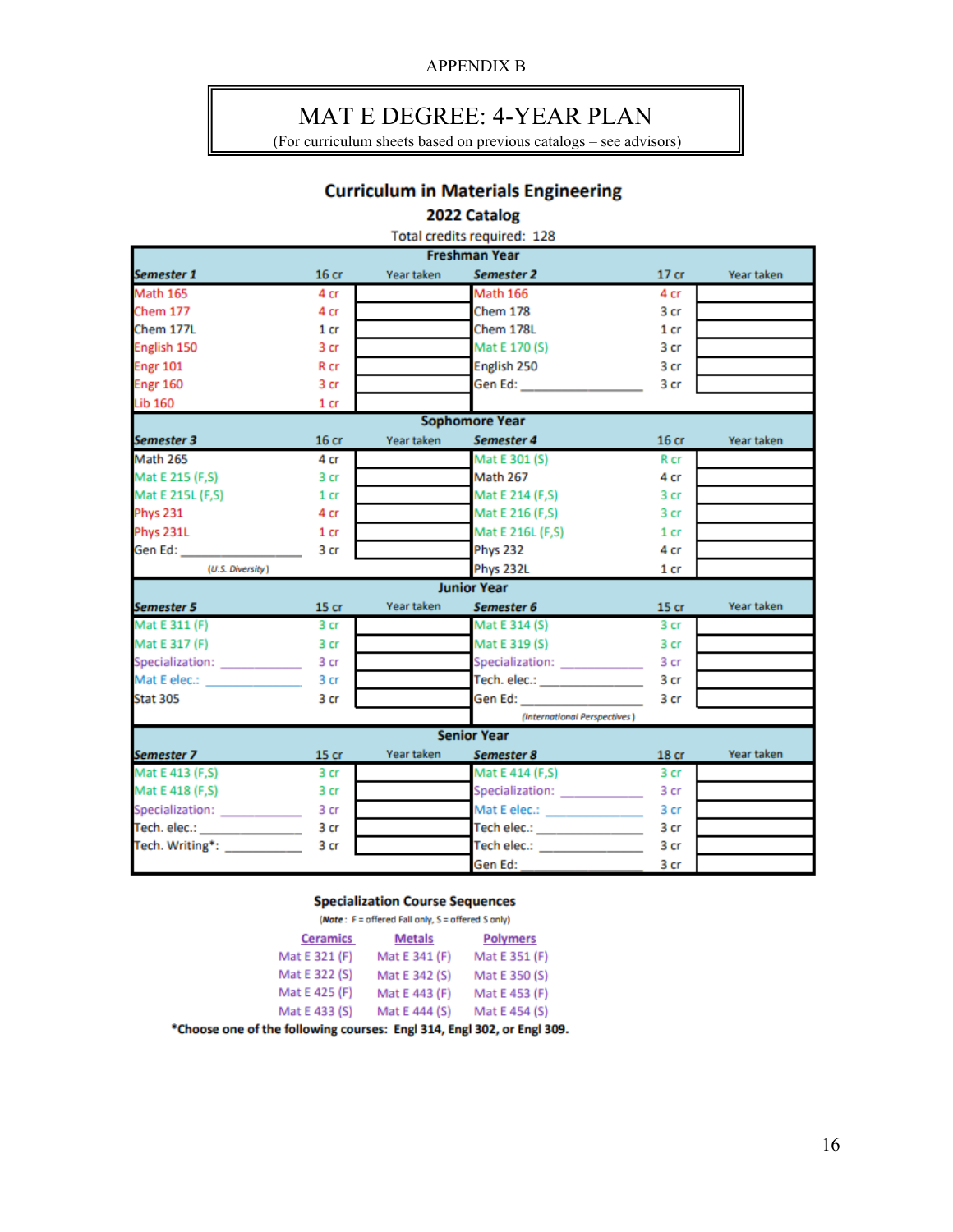APPENDIX B

# MAT E DEGREE: 4-YEAR PLAN

(For curriculum sheets based on previous catalogs – see advisors)

## Curriculum in Materials Engineering

### 2022 Catalog

Total credits required: 128

| Freshman Year | | | | | |
|---|---|---|---|---|---|
| ***Semester 1*** | 16 cr | Year taken | ***Semester 2*** | 17 cr | Year taken |
| Math 165 | 4 cr | | Math 166 | 4 cr | |
| Chem 177 | 4 cr | | Chem 178 | 3 cr | |
| Chem 177L | 1 cr | | Chem 178L | 1 cr | |
| English 150 | 3 cr | | Mat E 170 (S) | 3 cr | |
| Engr 101 | R cr | | English 250 | 3 cr | |
| Engr 160 | 3 cr | | Gen Ed: ____________ | 3 cr | |
| Lib 160 | 1 cr | | | | |
| **Sophomore Year** | | | | | |
| ***Semester 3*** | 16 cr | Year taken | ***Semester 4*** | 16 cr | Year taken |
| Math 265 | 4 cr | | Mat E 301 (S) | R cr | |
| Mat E 215 (F,S) | 3 cr | | Math 267 | 4 cr | |
| Mat E 215L (F,S) | 1 cr | | Mat E 214 (F,S) | 3 cr | |
| Phys 231 | 4 cr | | Mat E 216 (F,S) | 3 cr | |
| Phys 231L | 1 cr | | Mat E 216L (F,S) | 1 cr | |
| Gen Ed: ____________ (*U.S. Diversity*) | 3 cr | | Phys 232 | 4 cr | |
| | | | Phys 232L | 1 cr | |
| **Junior Year** | | | | | |
| ***Semester 5*** | 15 cr | Year taken | ***Semester 6*** | 15 cr | Year taken |
| Mat E 311 (F) | 3 cr | | Mat E 314 (S) | 3 cr | |
| Mat E 317 (F) | 3 cr | | Mat E 319 (S) | 3 cr | |
| Specialization: ____________ | 3 cr | | Specialization: ____________ | 3 cr | |
| Mat E elec.: ____________ | 3 cr | | Tech. elec.: ____________ | 3 cr | |
| Stat 305 | 3 cr | | Gen Ed: ____________ (*International Perspectives*) | 3 cr | |
| **Senior Year** | | | | | |
| ***Semester 7*** | 15 cr | Year taken | ***Semester 8*** | 18 cr | Year taken |
| Mat E 413 (F,S) | 3 cr | | Mat E 414 (F,S) | 3 cr | |
| Mat E 418 (F,S) | 3 cr | | Specialization: ____________ | 3 cr | |
| Specialization: ____________ | 3 cr | | Mat E elec.: ____________ | 3 cr | |
| Tech. elec.: ____________ | 3 cr | | Tech elec.: ____________ | 3 cr | |
| Tech. Writing*: ____________ | 3 cr | | Tech elec.: ____________ | 3 cr | |
| | | | Gen Ed: ____________ | 3 cr | |

### Specialization Course Sequences

(***Note***: F = offered Fall only, S = offered S only)

| Ceramics | Metals | Polymers |
|---|---|---|
| Mat E 321 (F) | Mat E 341 (F) | Mat E 351 (F) |
| Mat E 322 (S) | Mat E 342 (S) | Mat E 350 (S) |
| Mat E 425 (F) | Mat E 443 (F) | Mat E 453 (F) |
| Mat E 433 (S) | Mat E 444 (S) | Mat E 454 (S) |

**\*Choose one of the following courses: Engl 314, Engl 302, or Engl 309.**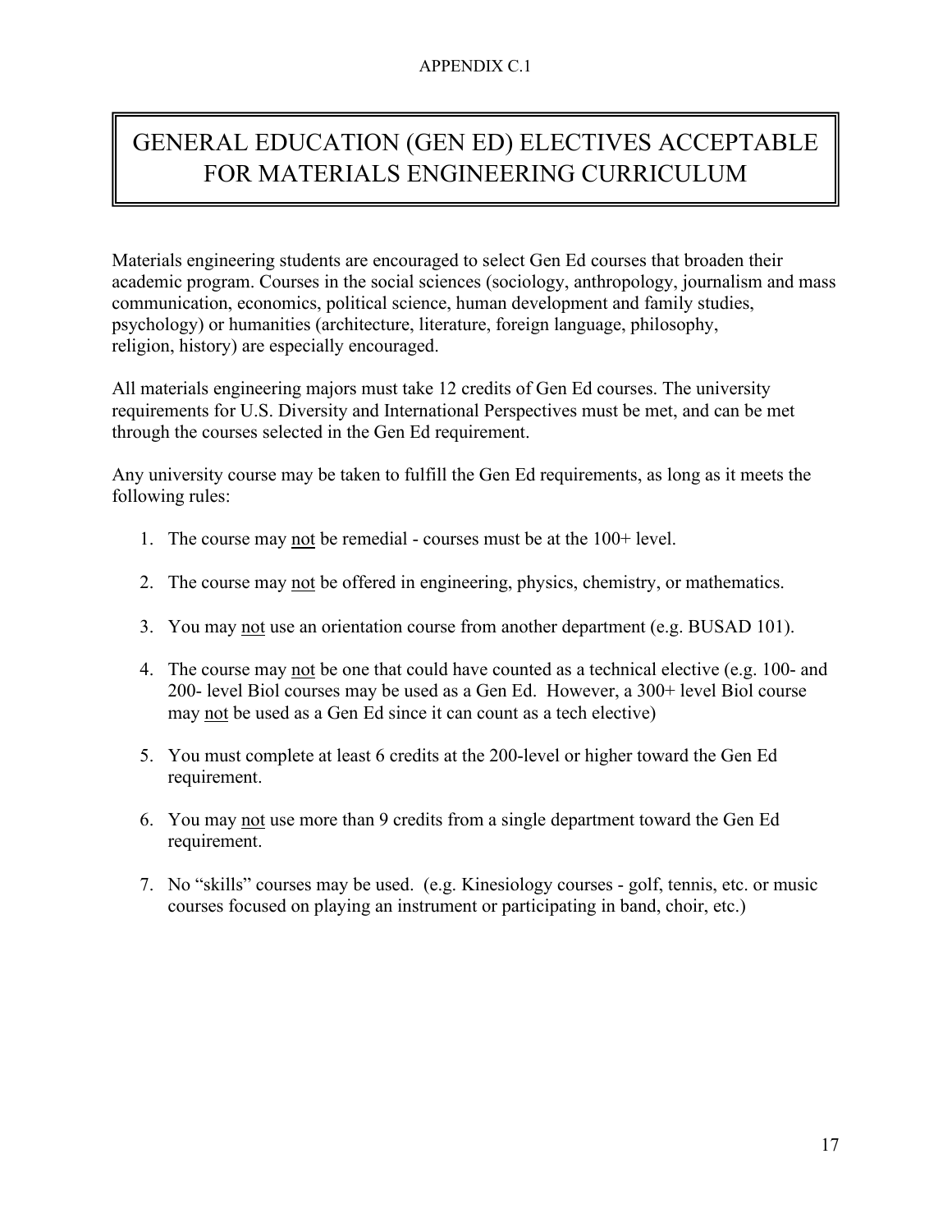APPENDIX C.1

# GENERAL EDUCATION (GEN ED) ELECTIVES ACCEPTABLE FOR MATERIALS ENGINEERING CURRICULUM

Materials engineering students are encouraged to select Gen Ed courses that broaden their academic program. Courses in the social sciences (sociology, anthropology, journalism and mass communication, economics, political science, human development and family studies, psychology) or humanities (architecture, literature, foreign language, philosophy, religion, history) are especially encouraged.

All materials engineering majors must take 12 credits of Gen Ed courses. The university requirements for U.S. Diversity and International Perspectives must be met, and can be met through the courses selected in the Gen Ed requirement.

Any university course may be taken to fulfill the Gen Ed requirements, as long as it meets the following rules:

1. The course may <u>not</u> be remedial - courses must be at the 100+ level.
2. The course may <u>not</u> be offered in engineering, physics, chemistry, or mathematics.
3. You may <u>not</u> use an orientation course from another department (e.g. BUSAD 101).
4. The course may <u>not</u> be one that could have counted as a technical elective (e.g. 100- and 200- level Biol courses may be used as a Gen Ed. However, a 300+ level Biol course may <u>not</u> be used as a Gen Ed since it can count as a tech elective)
5. You must complete at least 6 credits at the 200-level or higher toward the Gen Ed requirement.
6. You may <u>not</u> use more than 9 credits from a single department toward the Gen Ed requirement.
7. No "skills" courses may be used. (e.g. Kinesiology courses - golf, tennis, etc. or music courses focused on playing an instrument or participating in band, choir, etc.)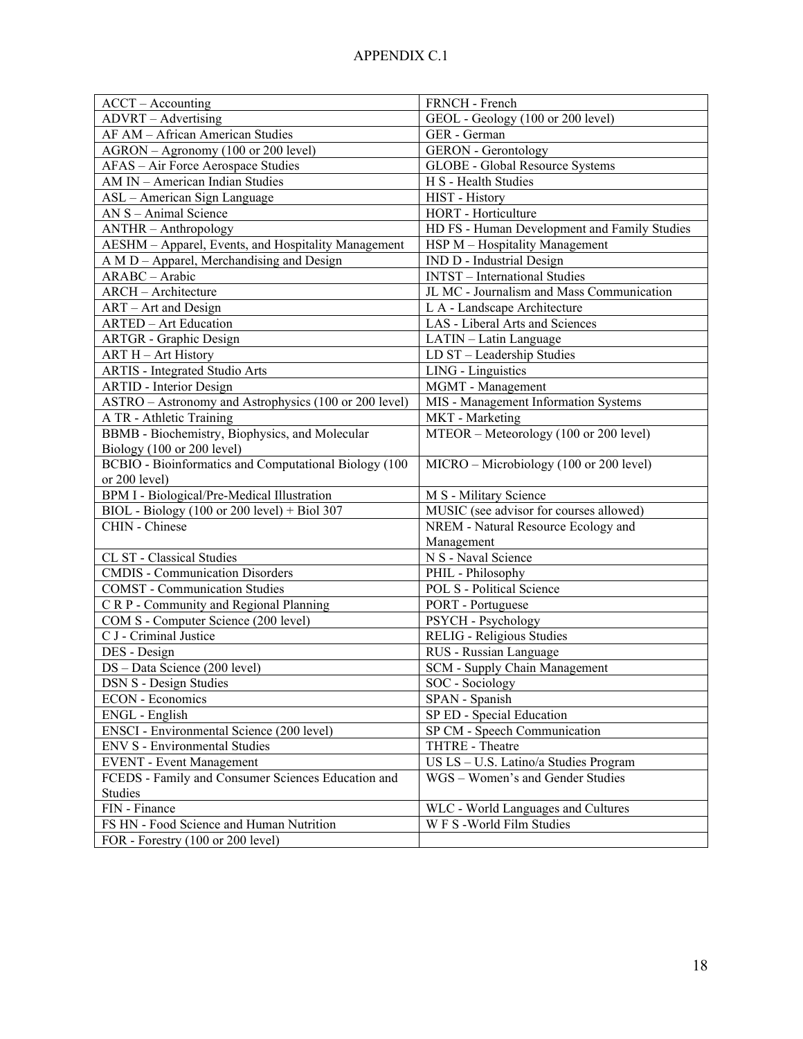# APPENDIX C.1

| ACCT – Accounting | FRNCH - French |
|---|---|
| ADVRT – Advertising | GEOL - Geology (100 or 200 level) |
| AF AM – African American Studies | GER - German |
| AGRON – Agronomy (100 or 200 level) | GERON - Gerontology |
| AFAS – Air Force Aerospace Studies | GLOBE - Global Resource Systems |
| AM IN – American Indian Studies | H S - Health Studies |
| ASL – American Sign Language | HIST - History |
| AN S – Animal Science | HORT - Horticulture |
| ANTHR – Anthropology | HD FS - Human Development and Family Studies |
| AESHM – Apparel, Events, and Hospitality Management | HSP M – Hospitality Management |
| A M D – Apparel, Merchandising and Design | IND D - Industrial Design |
| ARABC – Arabic | INTST – International Studies |
| ARCH – Architecture | JL MC - Journalism and Mass Communication |
| ART – Art and Design | L A - Landscape Architecture |
| ARTED – Art Education | LAS - Liberal Arts and Sciences |
| ARTGR - Graphic Design | LATIN – Latin Language |
| ART H – Art History | LD ST – Leadership Studies |
| ARTIS - Integrated Studio Arts | LING - Linguistics |
| ARTID - Interior Design | MGMT - Management |
| ASTRO – Astronomy and Astrophysics (100 or 200 level) | MIS - Management Information Systems |
| A TR - Athletic Training | MKT - Marketing |
| BBMB - Biochemistry, Biophysics, and Molecular Biology (100 or 200 level) | MTEOR – Meteorology (100 or 200 level) |
| BCBIO - Bioinformatics and Computational Biology (100 or 200 level) | MICRO – Microbiology (100 or 200 level) |
| BPM I - Biological/Pre-Medical Illustration | M S - Military Science |
| BIOL - Biology (100 or 200 level) + Biol 307 | MUSIC (see advisor for courses allowed) |
| CHIN - Chinese | NREM - Natural Resource Ecology and Management |
| CL ST - Classical Studies | N S - Naval Science |
| CMDIS - Communication Disorders | PHIL - Philosophy |
| COMST - Communication Studies | POL S - Political Science |
| C R P - Community and Regional Planning | PORT - Portuguese |
| COM S - Computer Science (200 level) | PSYCH - Psychology |
| C J - Criminal Justice | RELIG - Religious Studies |
| DES - Design | RUS - Russian Language |
| DS – Data Science (200 level) | SCM - Supply Chain Management |
| DSN S - Design Studies | SOC - Sociology |
| ECON - Economics | SPAN - Spanish |
| ENGL - English | SP ED - Special Education |
| ENSCI - Environmental Science (200 level) | SP CM - Speech Communication |
| ENV S - Environmental Studies | THTRE - Theatre |
| EVENT - Event Management | US LS – U.S. Latino/a Studies Program |
| FCEDS - Family and Consumer Sciences Education and Studies | WGS – Women's and Gender Studies |
| FIN - Finance | WLC - World Languages and Cultures |
| FS HN - Food Science and Human Nutrition | W F S -World Film Studies |
| FOR - Forestry (100 or 200 level) | |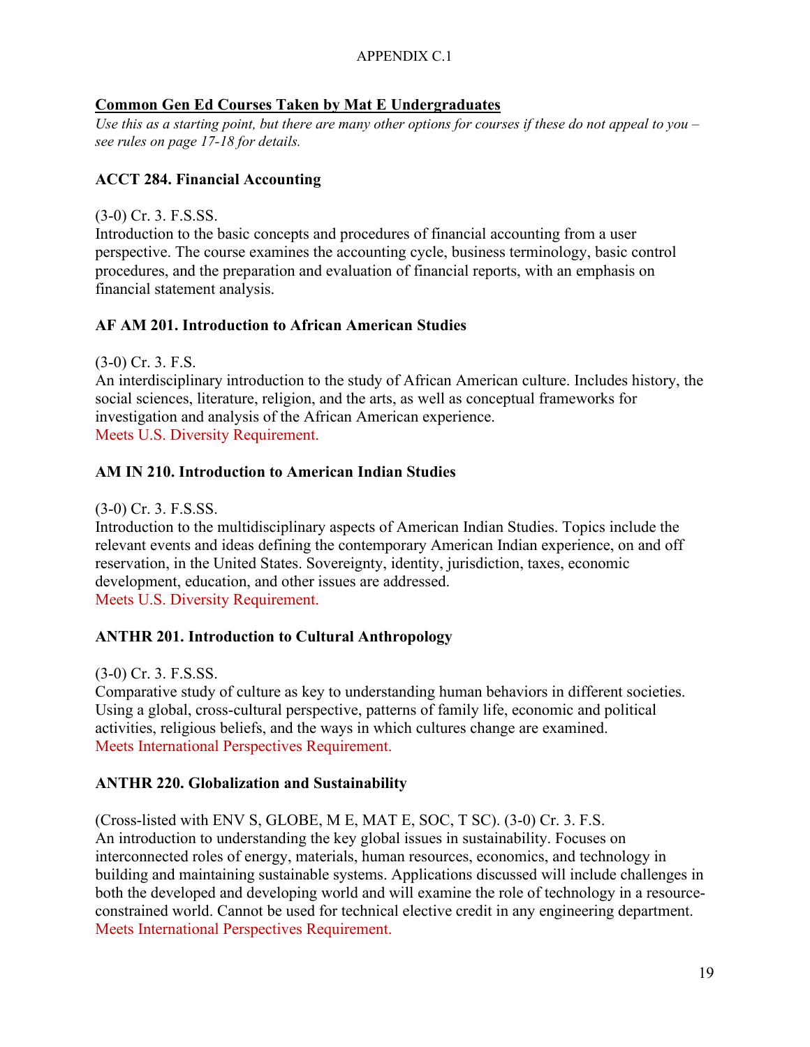APPENDIX C.1

## Common Gen Ed Courses Taken by Mat E Undergraduates

*Use this as a starting point, but there are many other options for courses if these do not appeal to you – see rules on page 17-18 for details.*

### ACCT 284. Financial Accounting

(3-0) Cr. 3. F.S.SS.
Introduction to the basic concepts and procedures of financial accounting from a user perspective. The course examines the accounting cycle, business terminology, basic control procedures, and the preparation and evaluation of financial reports, with an emphasis on financial statement analysis.

### AF AM 201. Introduction to African American Studies

(3-0) Cr. 3. F.S.
An interdisciplinary introduction to the study of African American culture. Includes history, the social sciences, literature, religion, and the arts, as well as conceptual frameworks for investigation and analysis of the African American experience.
Meets U.S. Diversity Requirement.

### AM IN 210. Introduction to American Indian Studies

(3-0) Cr. 3. F.S.SS.
Introduction to the multidisciplinary aspects of American Indian Studies. Topics include the relevant events and ideas defining the contemporary American Indian experience, on and off reservation, in the United States. Sovereignty, identity, jurisdiction, taxes, economic development, education, and other issues are addressed.
Meets U.S. Diversity Requirement.

### ANTHR 201. Introduction to Cultural Anthropology

(3-0) Cr. 3. F.S.SS.
Comparative study of culture as key to understanding human behaviors in different societies. Using a global, cross-cultural perspective, patterns of family life, economic and political activities, religious beliefs, and the ways in which cultures change are examined.
Meets International Perspectives Requirement.

### ANTHR 220. Globalization and Sustainability

(Cross-listed with ENV S, GLOBE, M E, MAT E, SOC, T SC). (3-0) Cr. 3. F.S.
An introduction to understanding the key global issues in sustainability. Focuses on interconnected roles of energy, materials, human resources, economics, and technology in building and maintaining sustainable systems. Applications discussed will include challenges in both the developed and developing world and will examine the role of technology in a resource-constrained world. Cannot be used for technical elective credit in any engineering department.
Meets International Perspectives Requirement.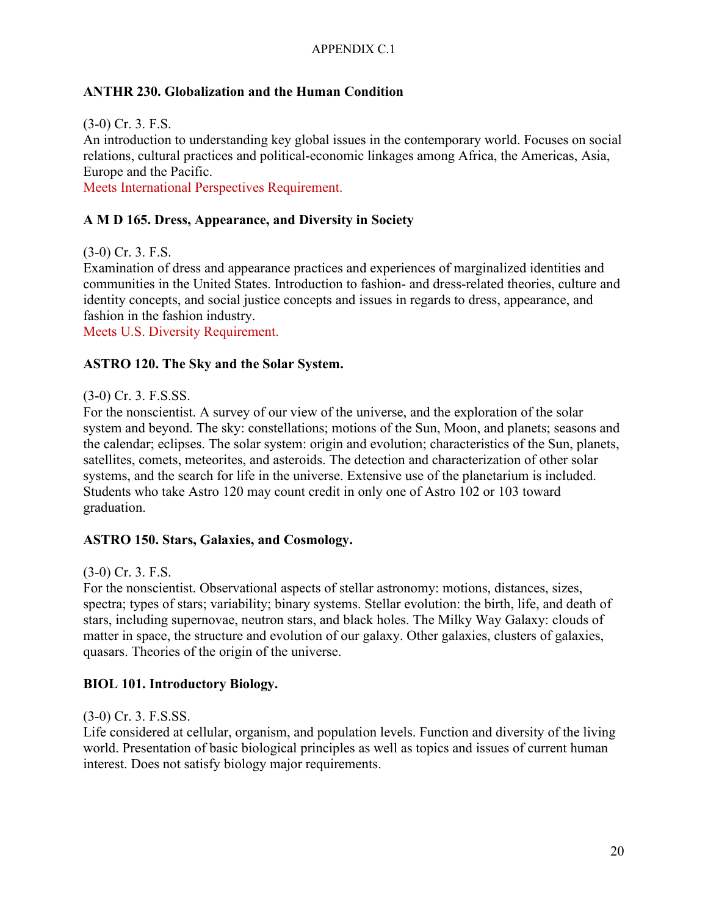APPENDIX C.1

**ANTHR 230. Globalization and the Human Condition**

(3-0) Cr. 3. F.S.
An introduction to understanding key global issues in the contemporary world. Focuses on social relations, cultural practices and political-economic linkages among Africa, the Americas, Asia, Europe and the Pacific.
Meets International Perspectives Requirement.

**A M D 165. Dress, Appearance, and Diversity in Society**

(3-0) Cr. 3. F.S.
Examination of dress and appearance practices and experiences of marginalized identities and communities in the United States. Introduction to fashion- and dress-related theories, culture and identity concepts, and social justice concepts and issues in regards to dress, appearance, and fashion in the fashion industry.
Meets U.S. Diversity Requirement.

**ASTRO 120. The Sky and the Solar System.**

(3-0) Cr. 3. F.S.SS.
For the nonscientist. A survey of our view of the universe, and the exploration of the solar system and beyond. The sky: constellations; motions of the Sun, Moon, and planets; seasons and the calendar; eclipses. The solar system: origin and evolution; characteristics of the Sun, planets, satellites, comets, meteorites, and asteroids. The detection and characterization of other solar systems, and the search for life in the universe. Extensive use of the planetarium is included. Students who take Astro 120 may count credit in only one of Astro 102 or 103 toward graduation.

**ASTRO 150. Stars, Galaxies, and Cosmology.**

(3-0) Cr. 3. F.S.
For the nonscientist. Observational aspects of stellar astronomy: motions, distances, sizes, spectra; types of stars; variability; binary systems. Stellar evolution: the birth, life, and death of stars, including supernovae, neutron stars, and black holes. The Milky Way Galaxy: clouds of matter in space, the structure and evolution of our galaxy. Other galaxies, clusters of galaxies, quasars. Theories of the origin of the universe.

**BIOL 101. Introductory Biology.**

(3-0) Cr. 3. F.S.SS.
Life considered at cellular, organism, and population levels. Function and diversity of the living world. Presentation of basic biological principles as well as topics and issues of current human interest. Does not satisfy biology major requirements.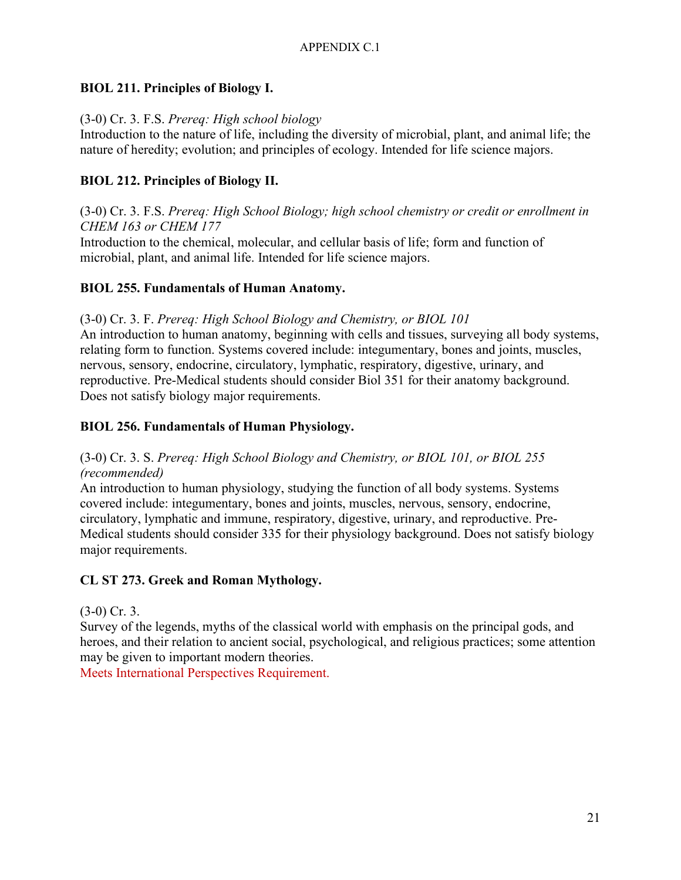### BIOL 211. Principles of Biology I.

(3-0) Cr. 3. F.S. *Prereq: High school biology*
Introduction to the nature of life, including the diversity of microbial, plant, and animal life; the nature of heredity; evolution; and principles of ecology. Intended for life science majors.

### BIOL 212. Principles of Biology II.

(3-0) Cr. 3. F.S. *Prereq: High School Biology; high school chemistry or credit or enrollment in CHEM 163 or CHEM 177*
Introduction to the chemical, molecular, and cellular basis of life; form and function of microbial, plant, and animal life. Intended for life science majors.

### BIOL 255. Fundamentals of Human Anatomy.

(3-0) Cr. 3. F. *Prereq: High School Biology and Chemistry, or BIOL 101*
An introduction to human anatomy, beginning with cells and tissues, surveying all body systems, relating form to function. Systems covered include: integumentary, bones and joints, muscles, nervous, sensory, endocrine, circulatory, lymphatic, respiratory, digestive, urinary, and reproductive. Pre-Medical students should consider Biol 351 for their anatomy background. Does not satisfy biology major requirements.

### BIOL 256. Fundamentals of Human Physiology.

(3-0) Cr. 3. S. *Prereq: High School Biology and Chemistry, or BIOL 101, or BIOL 255 (recommended)*
An introduction to human physiology, studying the function of all body systems. Systems covered include: integumentary, bones and joints, muscles, nervous, sensory, endocrine, circulatory, lymphatic and immune, respiratory, digestive, urinary, and reproductive. Pre-Medical students should consider 335 for their physiology background. Does not satisfy biology major requirements.

### CL ST 273. Greek and Roman Mythology.

(3-0) Cr. 3.
Survey of the legends, myths of the classical world with emphasis on the principal gods, and heroes, and their relation to ancient social, psychological, and religious practices; some attention may be given to important modern theories.
Meets International Perspectives Requirement.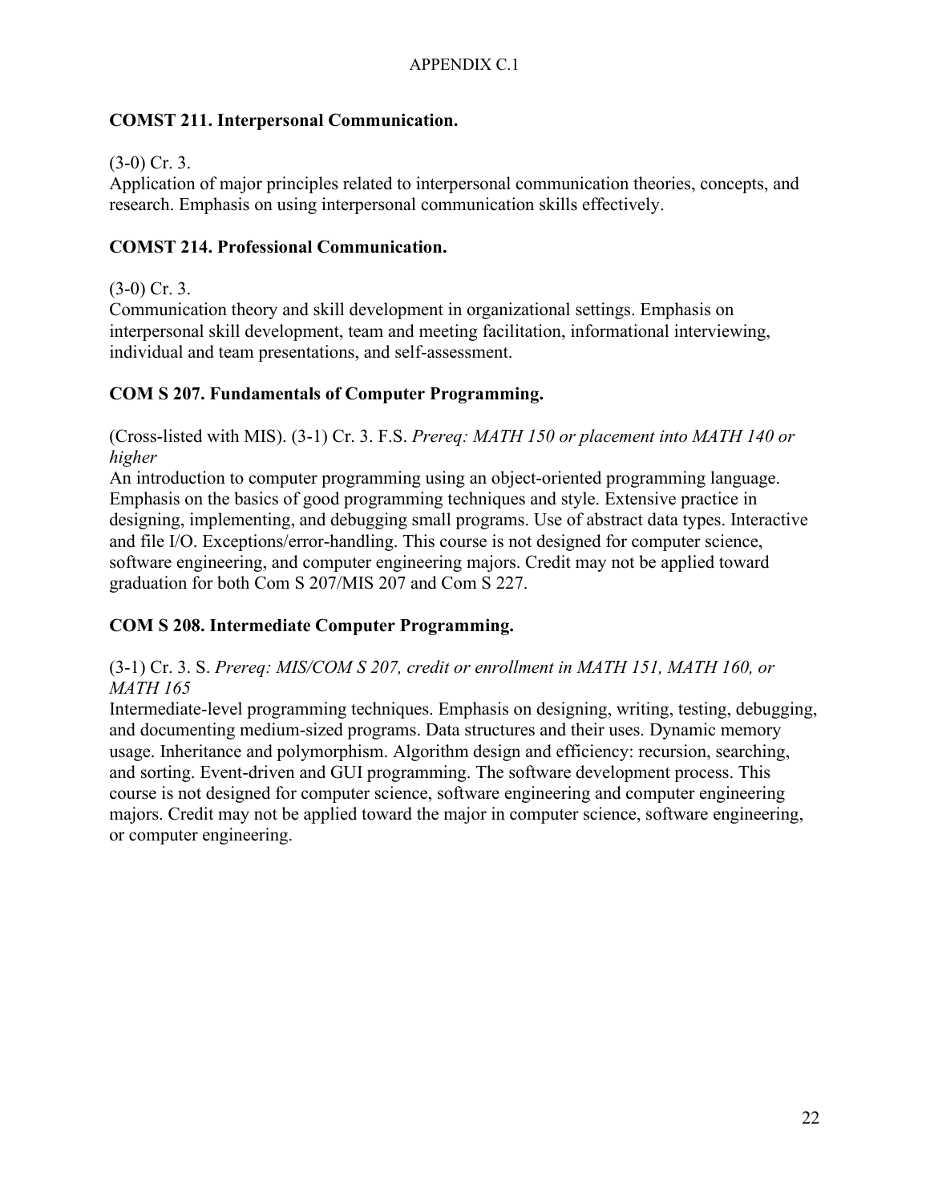APPENDIX C.1

**COMST 211. Interpersonal Communication.**

(3-0) Cr. 3.
Application of major principles related to interpersonal communication theories, concepts, and research. Emphasis on using interpersonal communication skills effectively.

**COMST 214. Professional Communication.**

(3-0) Cr. 3.
Communication theory and skill development in organizational settings. Emphasis on interpersonal skill development, team and meeting facilitation, informational interviewing, individual and team presentations, and self-assessment.

**COM S 207. Fundamentals of Computer Programming.**

(Cross-listed with MIS). (3-1) Cr. 3. F.S. *Prereq: MATH 150 or placement into MATH 140 or higher*
An introduction to computer programming using an object-oriented programming language. Emphasis on the basics of good programming techniques and style. Extensive practice in designing, implementing, and debugging small programs. Use of abstract data types. Interactive and file I/O. Exceptions/error-handling. This course is not designed for computer science, software engineering, and computer engineering majors. Credit may not be applied toward graduation for both Com S 207/MIS 207 and Com S 227.

**COM S 208. Intermediate Computer Programming.**

(3-1) Cr. 3. S. *Prereq: MIS/COM S 207, credit or enrollment in MATH 151, MATH 160, or MATH 165*
Intermediate-level programming techniques. Emphasis on designing, writing, testing, debugging, and documenting medium-sized programs. Data structures and their uses. Dynamic memory usage. Inheritance and polymorphism. Algorithm design and efficiency: recursion, searching, and sorting. Event-driven and GUI programming. The software development process. This course is not designed for computer science, software engineering and computer engineering majors. Credit may not be applied toward the major in computer science, software engineering, or computer engineering.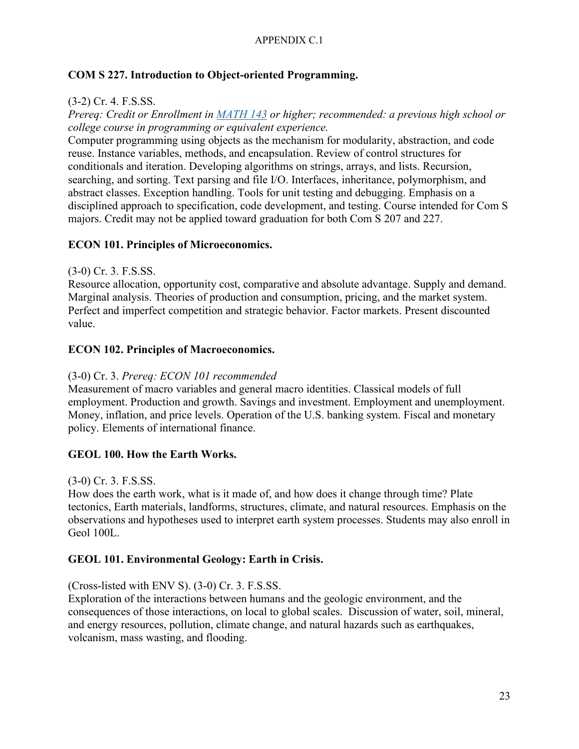APPENDIX C.1

**COM S 227. Introduction to Object-oriented Programming.**

(3-2) Cr. 4. F.S.SS.
*Prereq: Credit or Enrollment in MATH 143 or higher; recommended: a previous high school or college course in programming or equivalent experience.*
Computer programming using objects as the mechanism for modularity, abstraction, and code reuse. Instance variables, methods, and encapsulation. Review of control structures for conditionals and iteration. Developing algorithms on strings, arrays, and lists. Recursion, searching, and sorting. Text parsing and file I/O. Interfaces, inheritance, polymorphism, and abstract classes. Exception handling. Tools for unit testing and debugging. Emphasis on a disciplined approach to specification, code development, and testing. Course intended for Com S majors. Credit may not be applied toward graduation for both Com S 207 and 227.

**ECON 101. Principles of Microeconomics.**

(3-0) Cr. 3. F.S.SS.
Resource allocation, opportunity cost, comparative and absolute advantage. Supply and demand. Marginal analysis. Theories of production and consumption, pricing, and the market system. Perfect and imperfect competition and strategic behavior. Factor markets. Present discounted value.

**ECON 102. Principles of Macroeconomics.**

(3-0) Cr. 3. *Prereq: ECON 101 recommended*
Measurement of macro variables and general macro identities. Classical models of full employment. Production and growth. Savings and investment. Employment and unemployment. Money, inflation, and price levels. Operation of the U.S. banking system. Fiscal and monetary policy. Elements of international finance.

**GEOL 100. How the Earth Works.**

(3-0) Cr. 3. F.S.SS.
How does the earth work, what is it made of, and how does it change through time? Plate tectonics, Earth materials, landforms, structures, climate, and natural resources. Emphasis on the observations and hypotheses used to interpret earth system processes. Students may also enroll in Geol 100L.

**GEOL 101. Environmental Geology: Earth in Crisis.**

(Cross-listed with ENV S). (3-0) Cr. 3. F.S.SS.
Exploration of the interactions between humans and the geologic environment, and the consequences of those interactions, on local to global scales. Discussion of water, soil, mineral, and energy resources, pollution, climate change, and natural hazards such as earthquakes, volcanism, mass wasting, and flooding.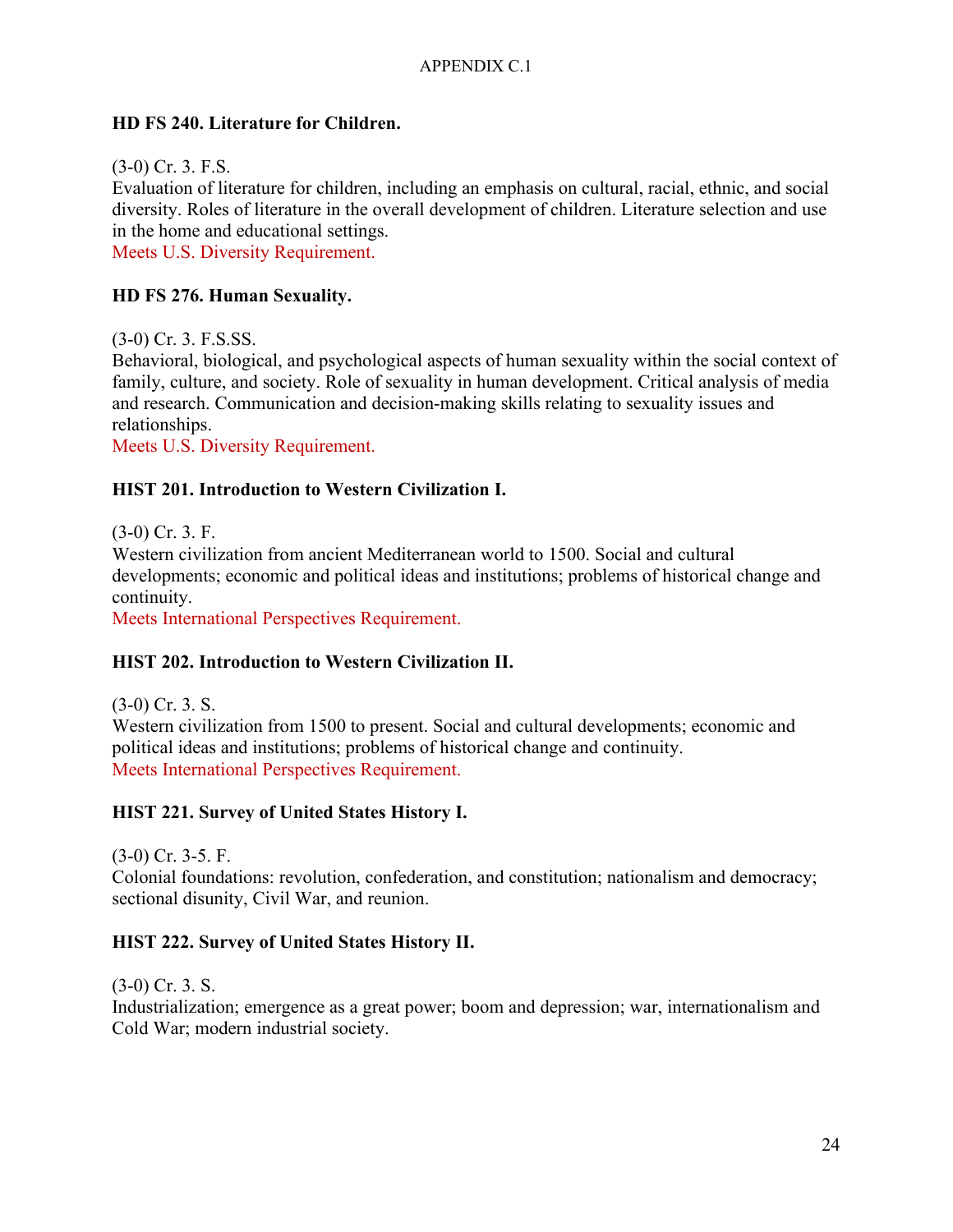**HD FS 240. Literature for Children.**

(3-0) Cr. 3. F.S.
Evaluation of literature for children, including an emphasis on cultural, racial, ethnic, and social diversity. Roles of literature in the overall development of children. Literature selection and use in the home and educational settings.
Meets U.S. Diversity Requirement.

**HD FS 276. Human Sexuality.**

(3-0) Cr. 3. F.S.SS.
Behavioral, biological, and psychological aspects of human sexuality within the social context of family, culture, and society. Role of sexuality in human development. Critical analysis of media and research. Communication and decision-making skills relating to sexuality issues and relationships.
Meets U.S. Diversity Requirement.

**HIST 201. Introduction to Western Civilization I.**

(3-0) Cr. 3. F.
Western civilization from ancient Mediterranean world to 1500. Social and cultural developments; economic and political ideas and institutions; problems of historical change and continuity.
Meets International Perspectives Requirement.

**HIST 202. Introduction to Western Civilization II.**

(3-0) Cr. 3. S.
Western civilization from 1500 to present. Social and cultural developments; economic and political ideas and institutions; problems of historical change and continuity.
Meets International Perspectives Requirement.

**HIST 221. Survey of United States History I.**

(3-0) Cr. 3-5. F.
Colonial foundations: revolution, confederation, and constitution; nationalism and democracy; sectional disunity, Civil War, and reunion.

**HIST 222. Survey of United States History II.**

(3-0) Cr. 3. S.
Industrialization; emergence as a great power; boom and depression; war, internationalism and Cold War; modern industrial society.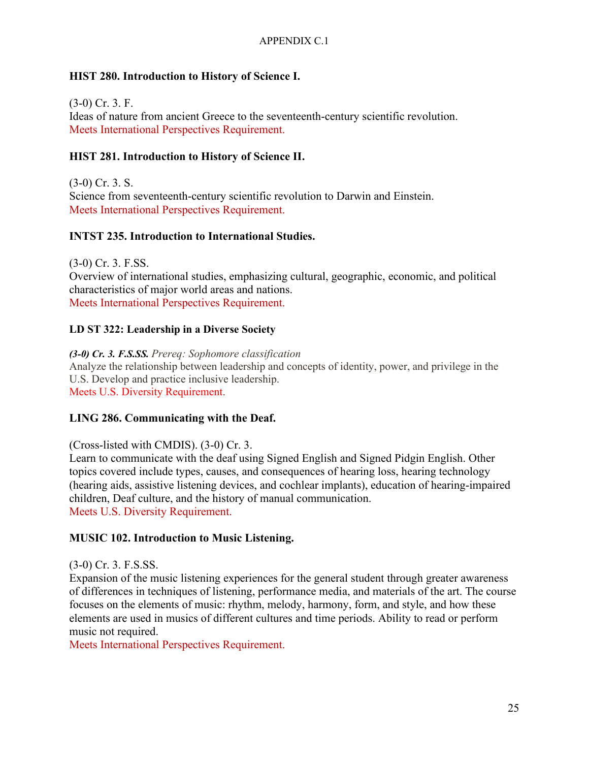**HIST 280. Introduction to History of Science I.**

(3-0) Cr. 3. F.
Ideas of nature from ancient Greece to the seventeenth-century scientific revolution.
Meets International Perspectives Requirement.

**HIST 281. Introduction to History of Science II.**

(3-0) Cr. 3. S.
Science from seventeenth-century scientific revolution to Darwin and Einstein.
Meets International Perspectives Requirement.

**INTST 235. Introduction to International Studies.**

(3-0) Cr. 3. F.SS.
Overview of international studies, emphasizing cultural, geographic, economic, and political characteristics of major world areas and nations.
Meets International Perspectives Requirement.

**LD ST 322: Leadership in a Diverse Society**

***(3-0) Cr. 3. F.S.SS.*** *Prereq: Sophomore classification*
Analyze the relationship between leadership and concepts of identity, power, and privilege in the U.S. Develop and practice inclusive leadership.
Meets U.S. Diversity Requirement.

**LING 286. Communicating with the Deaf.**

(Cross-listed with CMDIS). (3-0) Cr. 3.
Learn to communicate with the deaf using Signed English and Signed Pidgin English. Other topics covered include types, causes, and consequences of hearing loss, hearing technology (hearing aids, assistive listening devices, and cochlear implants), education of hearing-impaired children, Deaf culture, and the history of manual communication.
Meets U.S. Diversity Requirement.

**MUSIC 102. Introduction to Music Listening.**

(3-0) Cr. 3. F.S.SS.
Expansion of the music listening experiences for the general student through greater awareness of differences in techniques of listening, performance media, and materials of the art. The course focuses on the elements of music: rhythm, melody, harmony, form, and style, and how these elements are used in musics of different cultures and time periods. Ability to read or perform music not required.
Meets International Perspectives Requirement.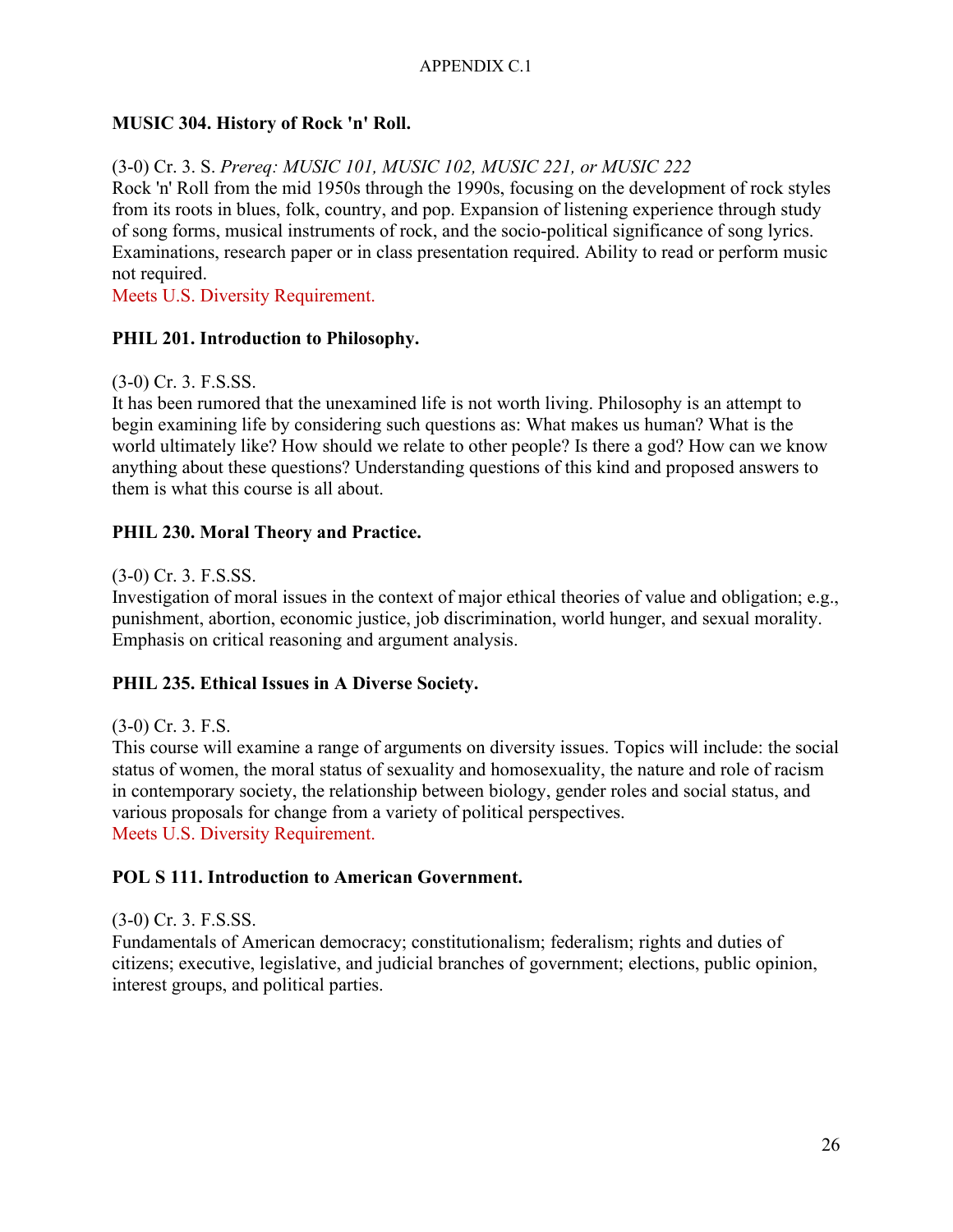APPENDIX C.1

**MUSIC 304. History of Rock 'n' Roll.**

(3-0) Cr. 3. S. *Prereq: MUSIC 101, MUSIC 102, MUSIC 221, or MUSIC 222*
Rock 'n' Roll from the mid 1950s through the 1990s, focusing on the development of rock styles from its roots in blues, folk, country, and pop. Expansion of listening experience through study of song forms, musical instruments of rock, and the socio-political significance of song lyrics. Examinations, research paper or in class presentation required. Ability to read or perform music not required.
Meets U.S. Diversity Requirement.

**PHIL 201. Introduction to Philosophy.**

(3-0) Cr. 3. F.S.SS.
It has been rumored that the unexamined life is not worth living. Philosophy is an attempt to begin examining life by considering such questions as: What makes us human? What is the world ultimately like? How should we relate to other people? Is there a god? How can we know anything about these questions? Understanding questions of this kind and proposed answers to them is what this course is all about.

**PHIL 230. Moral Theory and Practice.**

(3-0) Cr. 3. F.S.SS.
Investigation of moral issues in the context of major ethical theories of value and obligation; e.g., punishment, abortion, economic justice, job discrimination, world hunger, and sexual morality. Emphasis on critical reasoning and argument analysis.

**PHIL 235. Ethical Issues in A Diverse Society.**

(3-0) Cr. 3. F.S.
This course will examine a range of arguments on diversity issues. Topics will include: the social status of women, the moral status of sexuality and homosexuality, the nature and role of racism in contemporary society, the relationship between biology, gender roles and social status, and various proposals for change from a variety of political perspectives.
Meets U.S. Diversity Requirement.

**POL S 111. Introduction to American Government.**

(3-0) Cr. 3. F.S.SS.
Fundamentals of American democracy; constitutionalism; federalism; rights and duties of citizens; executive, legislative, and judicial branches of government; elections, public opinion, interest groups, and political parties.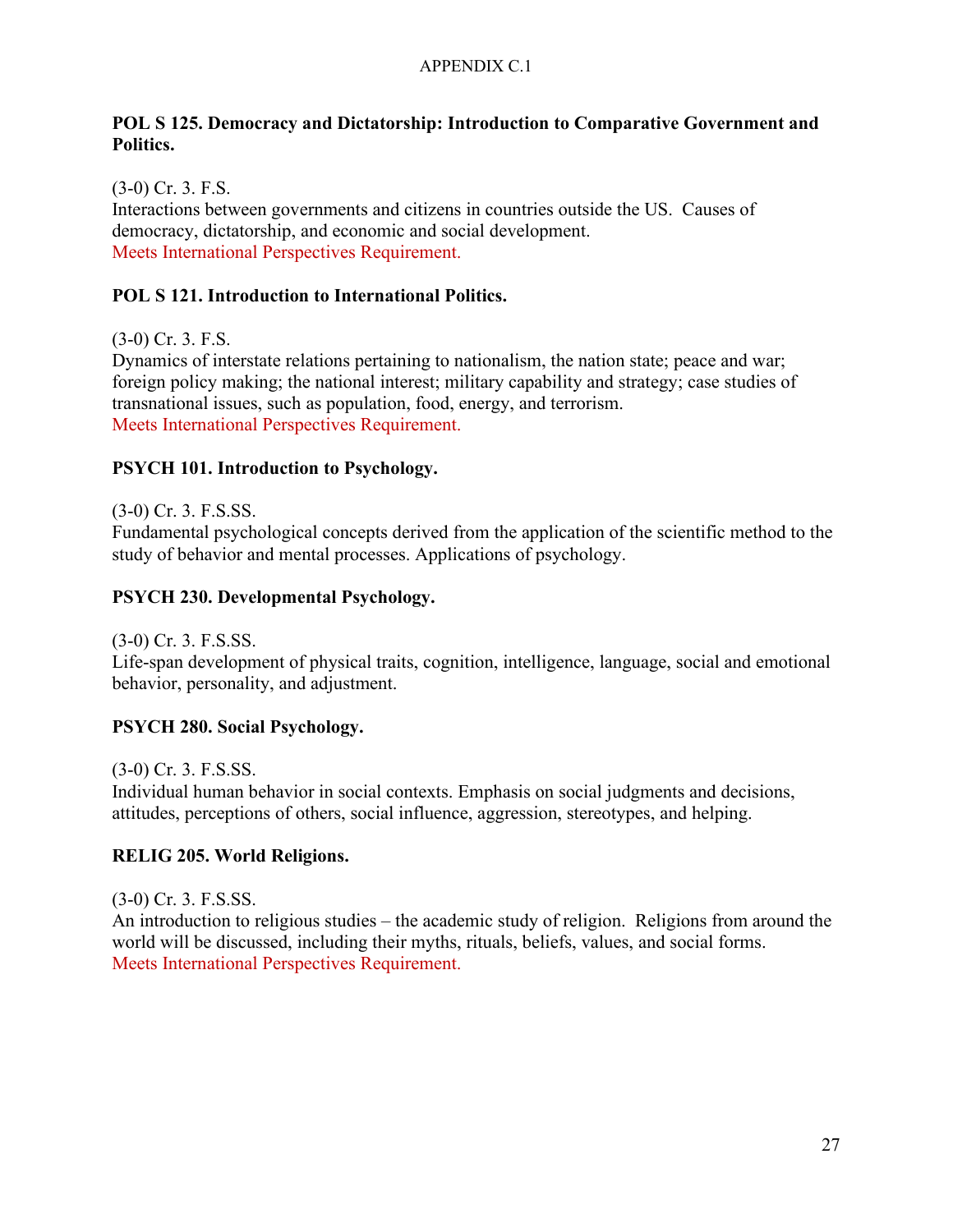APPENDIX C.1

**POL S 125. Democracy and Dictatorship: Introduction to Comparative Government and Politics.**

(3-0) Cr. 3. F.S.
Interactions between governments and citizens in countries outside the US. Causes of democracy, dictatorship, and economic and social development.
Meets International Perspectives Requirement.

**POL S 121. Introduction to International Politics.**

(3-0) Cr. 3. F.S.
Dynamics of interstate relations pertaining to nationalism, the nation state; peace and war; foreign policy making; the national interest; military capability and strategy; case studies of transnational issues, such as population, food, energy, and terrorism.
Meets International Perspectives Requirement.

**PSYCH 101. Introduction to Psychology.**

(3-0) Cr. 3. F.S.SS.
Fundamental psychological concepts derived from the application of the scientific method to the study of behavior and mental processes. Applications of psychology.

**PSYCH 230. Developmental Psychology.**

(3-0) Cr. 3. F.S.SS.
Life-span development of physical traits, cognition, intelligence, language, social and emotional behavior, personality, and adjustment.

**PSYCH 280. Social Psychology.**

(3-0) Cr. 3. F.S.SS.
Individual human behavior in social contexts. Emphasis on social judgments and decisions, attitudes, perceptions of others, social influence, aggression, stereotypes, and helping.

**RELIG 205. World Religions.**

(3-0) Cr. 3. F.S.SS.
An introduction to religious studies – the academic study of religion. Religions from around the world will be discussed, including their myths, rituals, beliefs, values, and social forms.
Meets International Perspectives Requirement.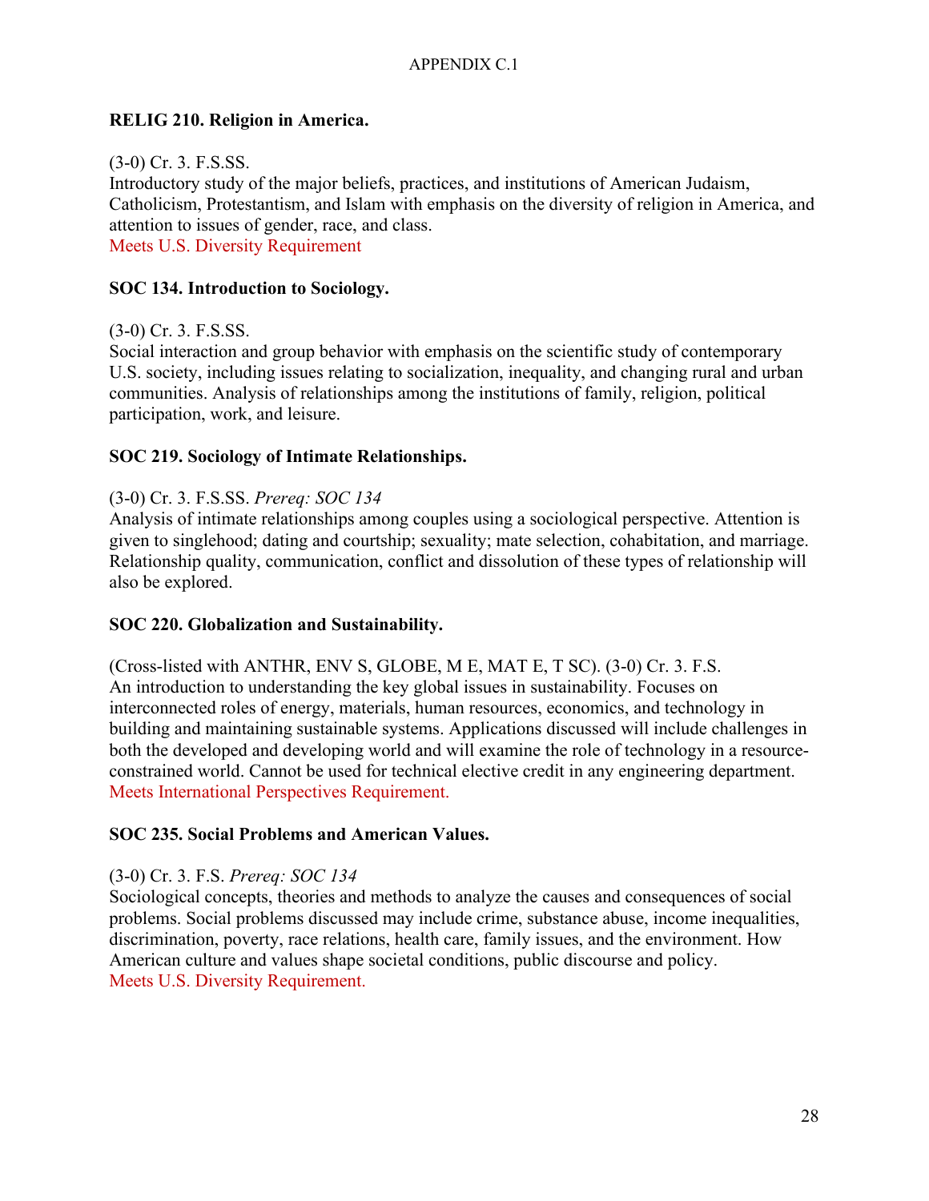APPENDIX C.1

**RELIG 210. Religion in America.**

(3-0) Cr. 3. F.S.SS.
Introductory study of the major beliefs, practices, and institutions of American Judaism, Catholicism, Protestantism, and Islam with emphasis on the diversity of religion in America, and attention to issues of gender, race, and class.
Meets U.S. Diversity Requirement

**SOC 134. Introduction to Sociology.**

(3-0) Cr. 3. F.S.SS.
Social interaction and group behavior with emphasis on the scientific study of contemporary U.S. society, including issues relating to socialization, inequality, and changing rural and urban communities. Analysis of relationships among the institutions of family, religion, political participation, work, and leisure.

**SOC 219. Sociology of Intimate Relationships.**

(3-0) Cr. 3. F.S.SS. *Prereq: SOC 134*
Analysis of intimate relationships among couples using a sociological perspective. Attention is given to singlehood; dating and courtship; sexuality; mate selection, cohabitation, and marriage. Relationship quality, communication, conflict and dissolution of these types of relationship will also be explored.

**SOC 220. Globalization and Sustainability.**

(Cross-listed with ANTHR, ENV S, GLOBE, M E, MAT E, T SC). (3-0) Cr. 3. F.S.
An introduction to understanding the key global issues in sustainability. Focuses on interconnected roles of energy, materials, human resources, economics, and technology in building and maintaining sustainable systems. Applications discussed will include challenges in both the developed and developing world and will examine the role of technology in a resource-constrained world. Cannot be used for technical elective credit in any engineering department.
Meets International Perspectives Requirement.

**SOC 235. Social Problems and American Values.**

(3-0) Cr. 3. F.S. *Prereq: SOC 134*
Sociological concepts, theories and methods to analyze the causes and consequences of social problems. Social problems discussed may include crime, substance abuse, income inequalities, discrimination, poverty, race relations, health care, family issues, and the environment. How American culture and values shape societal conditions, public discourse and policy.
Meets U.S. Diversity Requirement.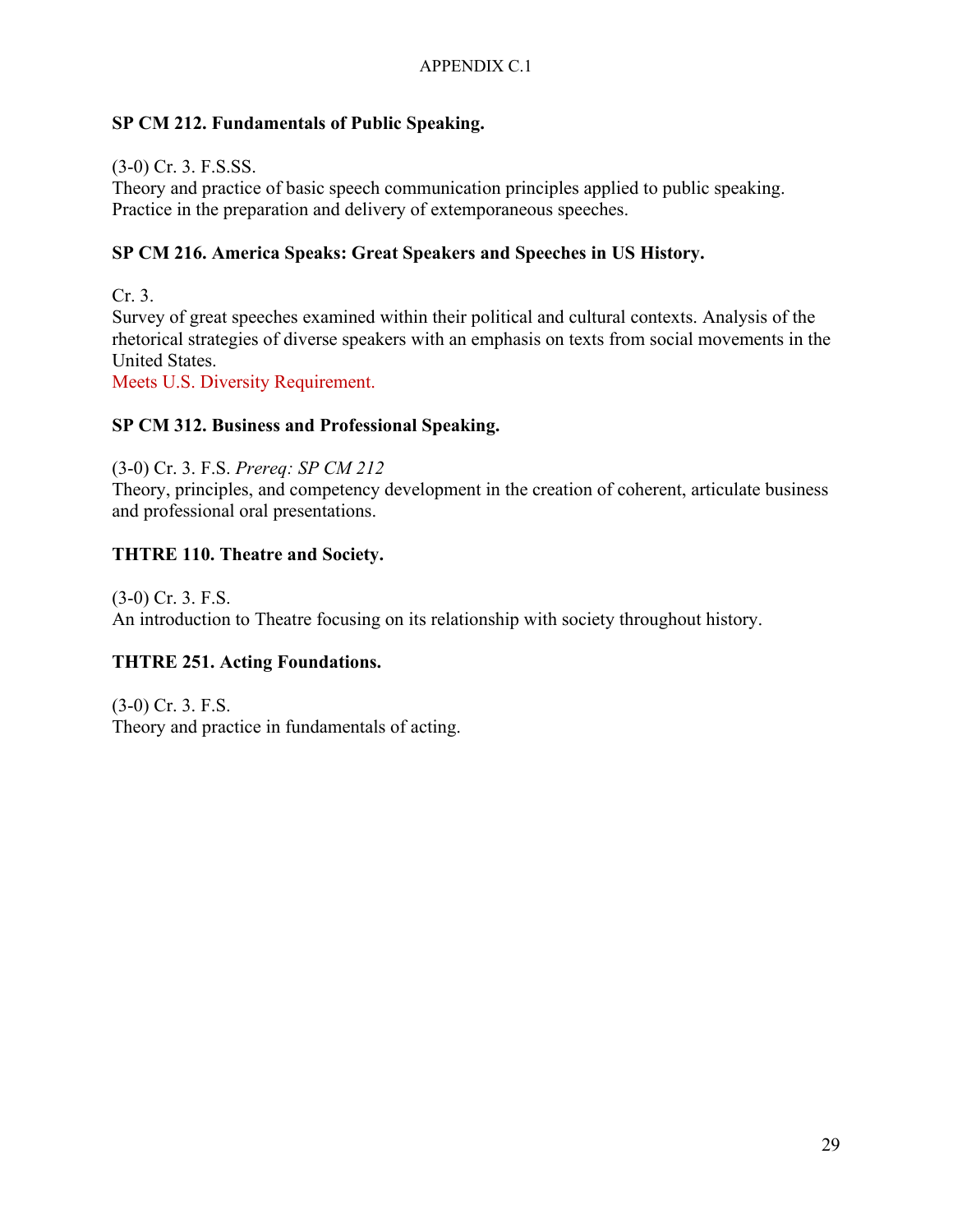APPENDIX C.1

**SP CM 212. Fundamentals of Public Speaking.**

(3-0) Cr. 3. F.S.SS.
Theory and practice of basic speech communication principles applied to public speaking. Practice in the preparation and delivery of extemporaneous speeches.

**SP CM 216. America Speaks: Great Speakers and Speeches in US History.**

Cr. 3.
Survey of great speeches examined within their political and cultural contexts. Analysis of the rhetorical strategies of diverse speakers with an emphasis on texts from social movements in the United States.
Meets U.S. Diversity Requirement.

**SP CM 312. Business and Professional Speaking.**

(3-0) Cr. 3. F.S. *Prereq: SP CM 212*
Theory, principles, and competency development in the creation of coherent, articulate business and professional oral presentations.

**THTRE 110. Theatre and Society.**

(3-0) Cr. 3. F.S.
An introduction to Theatre focusing on its relationship with society throughout history.

**THTRE 251. Acting Foundations.**

(3-0) Cr. 3. F.S.
Theory and practice in fundamentals of acting.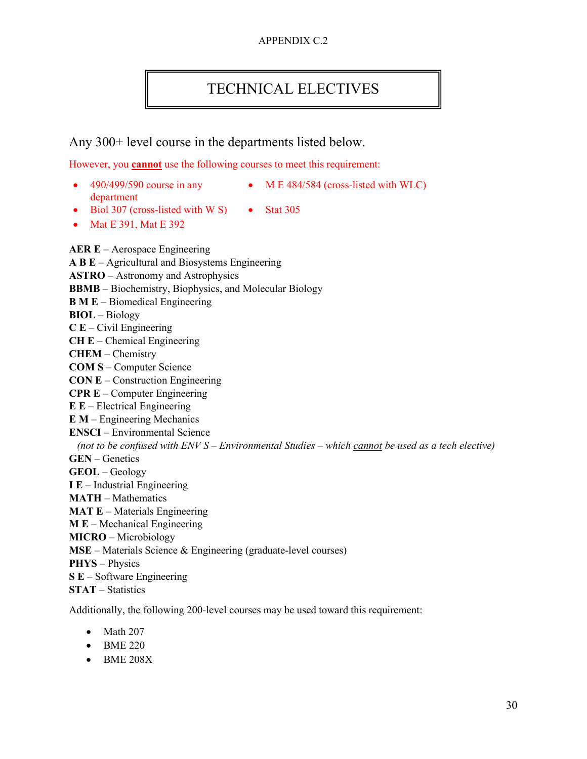APPENDIX C.2

# TECHNICAL ELECTIVES

## Any 300+ level course in the departments listed below.

However, you **cannot** use the following courses to meet this requirement:

- 490/499/590 course in any department
- Biol 307 (cross-listed with W S)
- Mat E 391, Mat E 392
- M E 484/584 (cross-listed with WLC)
- Stat 305

**AER E** – Aerospace Engineering
**A B E** – Agricultural and Biosystems Engineering
**ASTRO** – Astronomy and Astrophysics
**BBMB** – Biochemistry, Biophysics, and Molecular Biology
**B M E** – Biomedical Engineering
**BIOL** – Biology
**C E** – Civil Engineering
**CH E** – Chemical Engineering
**CHEM** – Chemistry
**COM S** – Computer Science
**CON E** – Construction Engineering
**CPR E** – Computer Engineering
**E E** – Electrical Engineering
**E M** – Engineering Mechanics
**ENSCI** – Environmental Science
*(not to be confused with ENV S – Environmental Studies – which cannot be used as a tech elective)*
**GEN** – Genetics
**GEOL** – Geology
**I E** – Industrial Engineering
**MATH** – Mathematics
**MAT E** – Materials Engineering
**M E** – Mechanical Engineering
**MICRO** – Microbiology
**MSE** – Materials Science & Engineering (graduate-level courses)
**PHYS** – Physics
**S E** – Software Engineering
**STAT** – Statistics

Additionally, the following 200-level courses may be used toward this requirement:

- Math 207
- BME 220
- BME 208X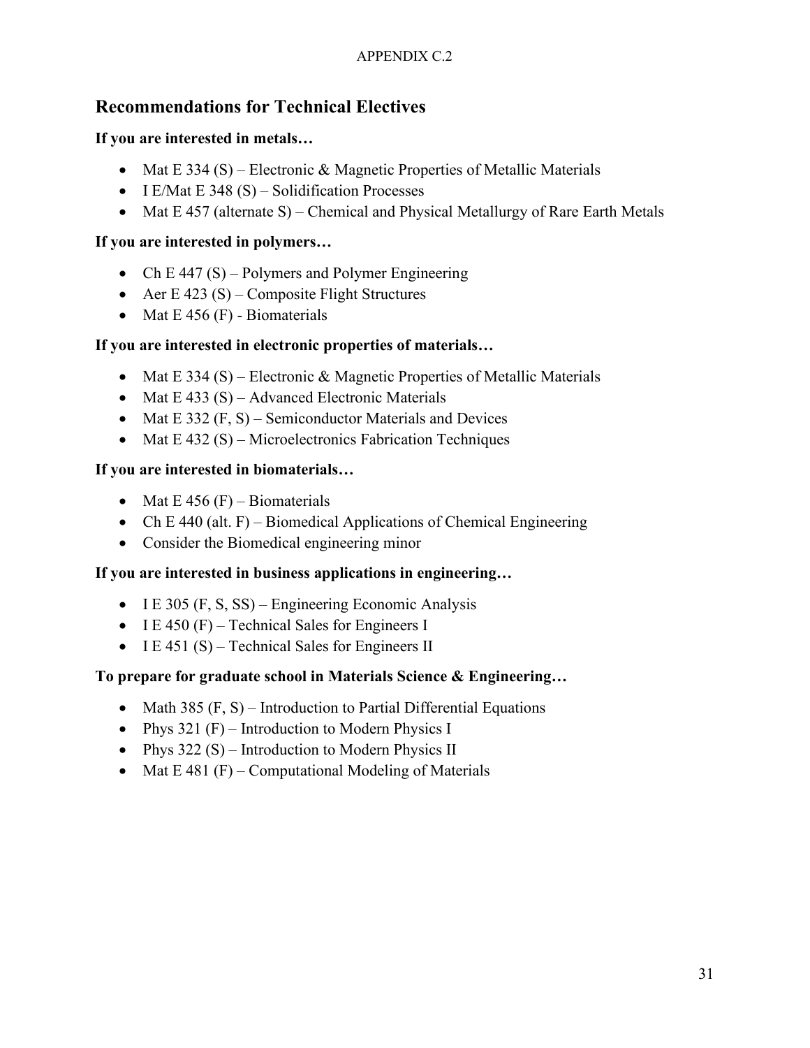APPENDIX C.2

## Recommendations for Technical Electives

**If you are interested in metals…**

- Mat E 334 (S) – Electronic & Magnetic Properties of Metallic Materials
- I E/Mat E 348 (S) – Solidification Processes
- Mat E 457 (alternate S) – Chemical and Physical Metallurgy of Rare Earth Metals

**If you are interested in polymers…**

- Ch E 447 (S) – Polymers and Polymer Engineering
- Aer E 423 (S) – Composite Flight Structures
- Mat E 456 (F) - Biomaterials

**If you are interested in electronic properties of materials…**

- Mat E 334 (S) – Electronic & Magnetic Properties of Metallic Materials
- Mat E 433 (S) – Advanced Electronic Materials
- Mat E 332 (F, S) – Semiconductor Materials and Devices
- Mat E 432 (S) – Microelectronics Fabrication Techniques

**If you are interested in biomaterials…**

- Mat E 456 (F) – Biomaterials
- Ch E 440 (alt. F) – Biomedical Applications of Chemical Engineering
- Consider the Biomedical engineering minor

**If you are interested in business applications in engineering…**

- I E 305 (F, S, SS) – Engineering Economic Analysis
- I E 450 (F) – Technical Sales for Engineers I
- I E 451 (S) – Technical Sales for Engineers II

**To prepare for graduate school in Materials Science & Engineering…**

- Math 385 (F, S) – Introduction to Partial Differential Equations
- Phys 321 (F) – Introduction to Modern Physics I
- Phys 322 (S) – Introduction to Modern Physics II
- Mat E 481 (F) – Computational Modeling of Materials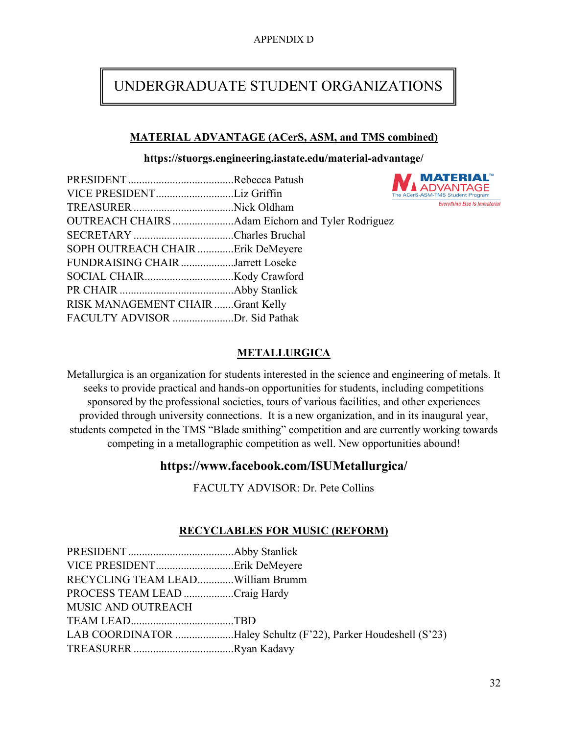APPENDIX D

# UNDERGRADUATE STUDENT ORGANIZATIONS

## MATERIAL ADVANTAGE (ACerS, ASM, and TMS combined)

**https://stuorgs.engineering.iastate.edu/material-advantage/**

PRESIDENT ......................................Rebecca Patush
VICE PRESIDENT............................Liz Griffin
TREASURER ....................................Nick Oldham
OUTREACH CHAIRS ......................Adam Eichorn and Tyler Rodriguez
SECRETARY ....................................Charles Bruchal
SOPH OUTREACH CHAIR .............Erik DeMeyere
FUNDRAISING CHAIR ...................Jarrett Loseke
SOCIAL CHAIR................................Kody Crawford
PR CHAIR .........................................Abby Stanlick
RISK MANAGEMENT CHAIR .......Grant Kelly
FACULTY ADVISOR ......................Dr. Sid Pathak

## METALLURGICA

Metallurgica is an organization for students interested in the science and engineering of metals. It seeks to provide practical and hands-on opportunities for students, including competitions sponsored by the professional societies, tours of various facilities, and other experiences provided through university connections. It is a new organization, and in its inaugural year, students competed in the TMS "Blade smithing" competition and are currently working towards competing in a metallographic competition as well. New opportunities abound!

**https://www.facebook.com/ISUMetallurgica/**

FACULTY ADVISOR: Dr. Pete Collins

## RECYCLABLES FOR MUSIC (REFORM)

PRESIDENT ......................................Abby Stanlick
VICE PRESIDENT............................Erik DeMeyere
RECYCLING TEAM LEAD.............William Brumm
PROCESS TEAM LEAD ..................Craig Hardy
MUSIC AND OUTREACH
TEAM LEAD.....................................TBD
LAB COORDINATOR .....................Haley Schultz (F'22), Parker Houdeshell (S'23)
TREASURER ....................................Ryan Kadavy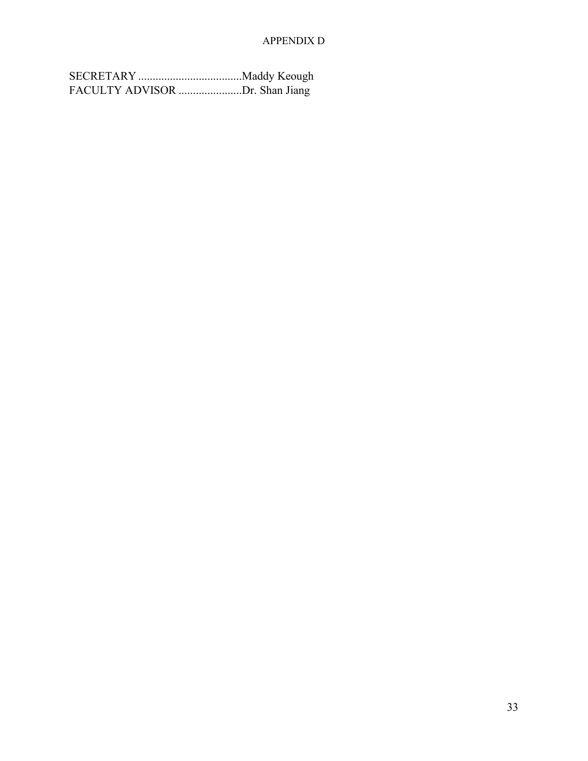APPENDIX D

SECRETARY ....................................Maddy Keough
FACULTY ADVISOR ......................Dr. Shan Jiang